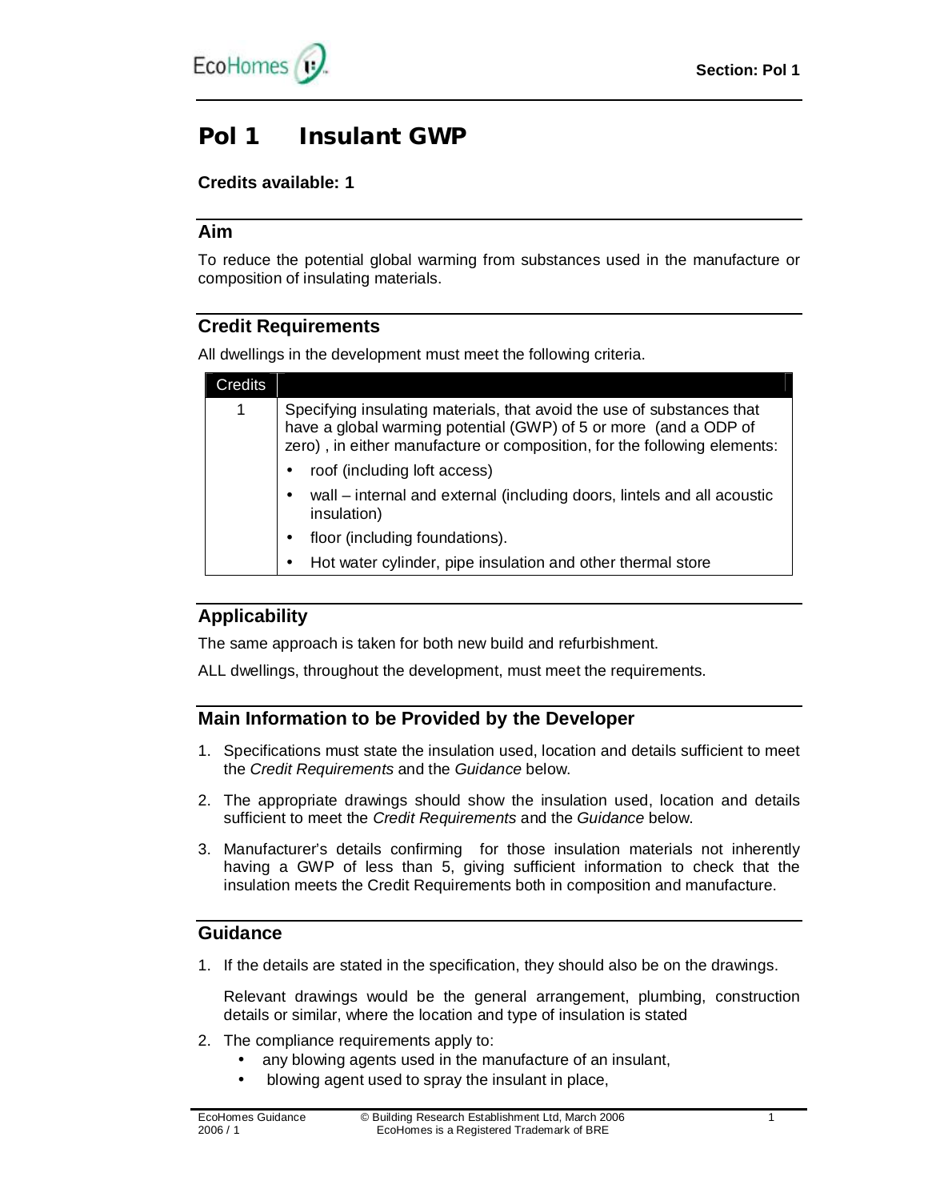# Pol 1 Insulant GWP

**Credits available: 1**

## Aim

To reduce the potential global warming from substances used in the manufacture or composition of insulating materials.

## Credit Requirements

All dwellings in the development must meet the following criteria.

| Credits | |
|---|---|
| 1 | Specifying insulating materials, that avoid the use of substances that have a global warming potential (GWP) of 5 or more (and a ODP of zero) , in either manufacture or composition, for the following elements:<br>• roof (including loft access)<br>• wall – internal and external (including doors, lintels and all acoustic insulation)<br>• floor (including foundations).<br>• Hot water cylinder, pipe insulation and other thermal store |

## Applicability

The same approach is taken for both new build and refurbishment.

ALL dwellings, throughout the development, must meet the requirements.

## Main Information to be Provided by the Developer

1. Specifications must state the insulation used, location and details sufficient to meet the *Credit Requirements* and the *Guidance* below.
2. The appropriate drawings should show the insulation used, location and details sufficient to meet the *Credit Requirements* and the *Guidance* below.
3. Manufacturer's details confirming for those insulation materials not inherently having a GWP of less than 5, giving sufficient information to check that the insulation meets the Credit Requirements both in composition and manufacture.

## Guidance

1. If the details are stated in the specification, they should also be on the drawings.

   Relevant drawings would be the general arrangement, plumbing, construction details or similar, where the location and type of insulation is stated

2. The compliance requirements apply to:
   - any blowing agents used in the manufacture of an insulant,
   - blowing agent used to spray the insulant in place,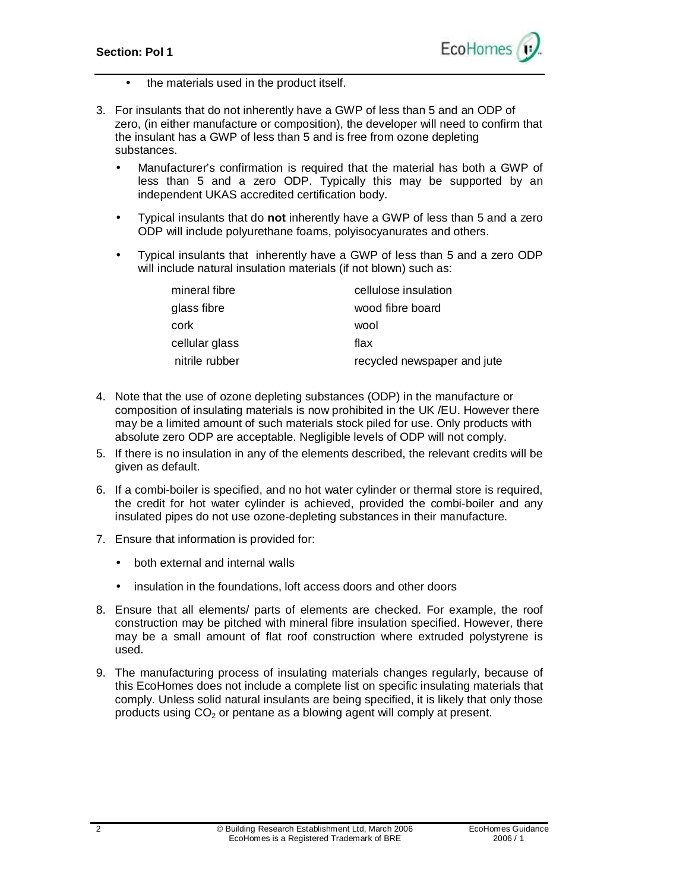- the materials used in the product itself.

3. For insulants that do not inherently have a GWP of less than 5 and an ODP of zero, (in either manufacture or composition), the developer will need to confirm that the insulant has a GWP of less than 5 and is free from ozone depleting substances.
   - Manufacturer's confirmation is required that the material has both a GWP of less than 5 and a zero ODP. Typically this may be supported by an independent UKAS accredited certification body.
   - Typical insulants that do **not** inherently have a GWP of less than 5 and a zero ODP will include polyurethane foams, polyisocyanurates and others.
   - Typical insulants that inherently have a GWP of less than 5 and a zero ODP will include natural insulation materials (if not blown) such as:

| | |
|---|---|
| mineral fibre | cellulose insulation |
| glass fibre | wood fibre board |
| cork | wool |
| cellular glass | flax |
| nitrile rubber | recycled newspaper and jute |

4. Note that the use of ozone depleting substances (ODP) in the manufacture or composition of insulating materials is now prohibited in the UK /EU. However there may be a limited amount of such materials stock piled for use. Only products with absolute zero ODP are acceptable. Negligible levels of ODP will not comply.
5. If there is no insulation in any of the elements described, the relevant credits will be given as default.
6. If a combi-boiler is specified, and no hot water cylinder or thermal store is required, the credit for hot water cylinder is achieved, provided the combi-boiler and any insulated pipes do not use ozone-depleting substances in their manufacture.
7. Ensure that information is provided for:
   - both external and internal walls
   - insulation in the foundations, loft access doors and other doors
8. Ensure that all elements/ parts of elements are checked. For example, the roof construction may be pitched with mineral fibre insulation specified. However, there may be a small amount of flat roof construction where extruded polystyrene is used.
9. The manufacturing process of insulating materials changes regularly, because of this EcoHomes does not include a complete list on specific insulating materials that comply. Unless solid natural insulants are being specified, it is likely that only those products using $CO_2$ or pentane as a blowing agent will comply at present.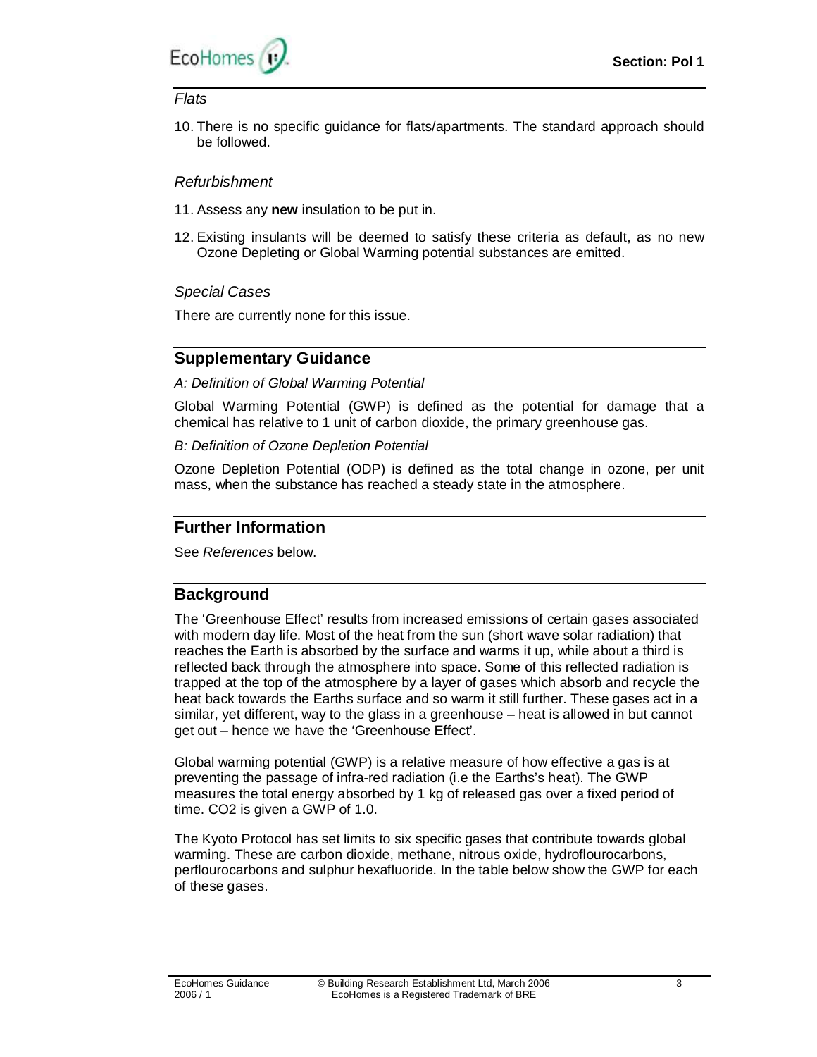*Flats*

10. There is no specific guidance for flats/apartments. The standard approach should be followed.

*Refurbishment*

11. Assess any **new** insulation to be put in.

12. Existing insulants will be deemed to satisfy these criteria as default, as no new Ozone Depleting or Global Warming potential substances are emitted.

*Special Cases*

There are currently none for this issue.

## Supplementary Guidance

*A: Definition of Global Warming Potential*

Global Warming Potential (GWP) is defined as the potential for damage that a chemical has relative to 1 unit of carbon dioxide, the primary greenhouse gas.

*B: Definition of Ozone Depletion Potential*

Ozone Depletion Potential (ODP) is defined as the total change in ozone, per unit mass, when the substance has reached a steady state in the atmosphere.

## Further Information

See *References* below.

## Background

The 'Greenhouse Effect' results from increased emissions of certain gases associated with modern day life. Most of the heat from the sun (short wave solar radiation) that reaches the Earth is absorbed by the surface and warms it up, while about a third is reflected back through the atmosphere into space. Some of this reflected radiation is trapped at the top of the atmosphere by a layer of gases which absorb and recycle the heat back towards the Earths surface and so warm it still further. These gases act in a similar, yet different, way to the glass in a greenhouse – heat is allowed in but cannot get out – hence we have the 'Greenhouse Effect'.

Global warming potential (GWP) is a relative measure of how effective a gas is at preventing the passage of infra-red radiation (i.e the Earths's heat). The GWP measures the total energy absorbed by 1 kg of released gas over a fixed period of time. $CO_2$ is given a GWP of 1.0.

The Kyoto Protocol has set limits to six specific gases that contribute towards global warming. These are carbon dioxide, methane, nitrous oxide, hydroflourocarbons, perflourocarbons and sulphur hexafluoride. In the table below show the GWP for each of these gases.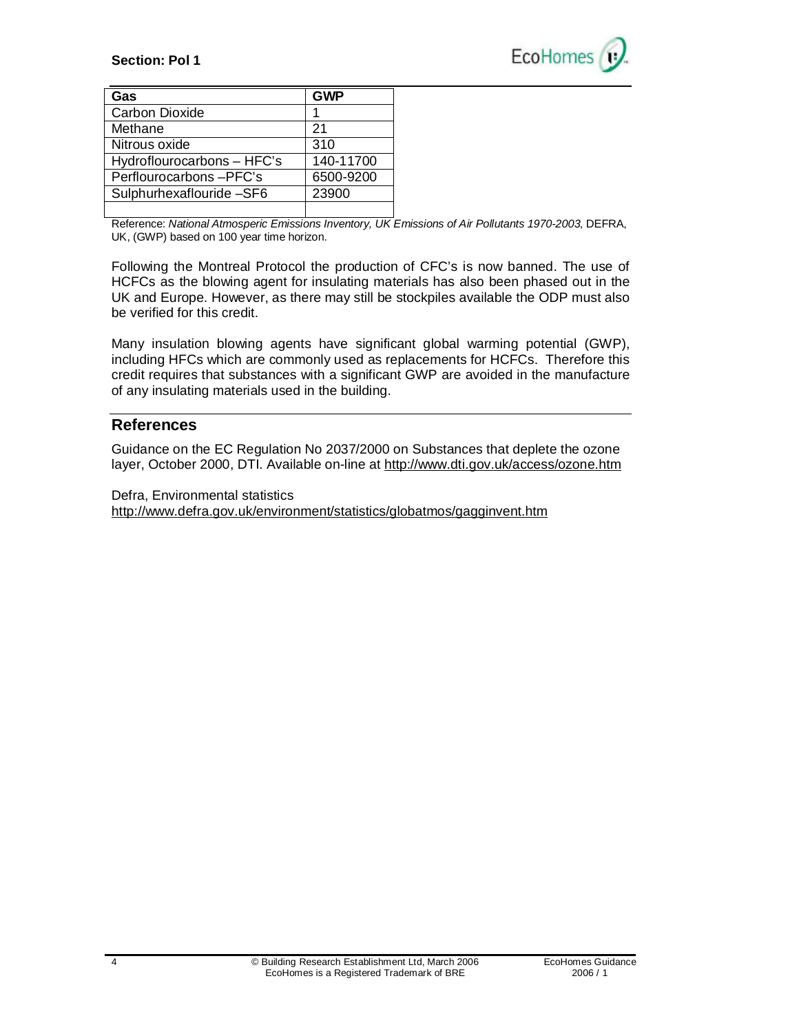| Gas | GWP |
| --- | --- |
| Carbon Dioxide | 1 |
| Methane | 21 |
| Nitrous oxide | 310 |
| Hydroflourocarbons – HFC's | 140-11700 |
| Perflourocarbons –PFC's | 6500-9200 |
| Sulphurhexaflouride –SF6 | 23900 |
| | |

Reference: *National Atmosperic Emissions Inventory, UK Emissions of Air Pollutants 1970-2003*, DEFRA, UK, (GWP) based on 100 year time horizon.

Following the Montreal Protocol the production of CFC's is now banned. The use of HCFCs as the blowing agent for insulating materials has also been phased out in the UK and Europe. However, as there may still be stockpiles available the ODP must also be verified for this credit.

Many insulation blowing agents have significant global warming potential (GWP), including HFCs which are commonly used as replacements for HCFCs. Therefore this credit requires that substances with a significant GWP are avoided in the manufacture of any insulating materials used in the building.

## References

Guidance on the EC Regulation No 2037/2000 on Substances that deplete the ozone layer, October 2000, DTI. Available on-line at http://www.dti.gov.uk/access/ozone.htm

Defra, Environmental statistics
http://www.defra.gov.uk/environment/statistics/globatmos/gagginvent.htm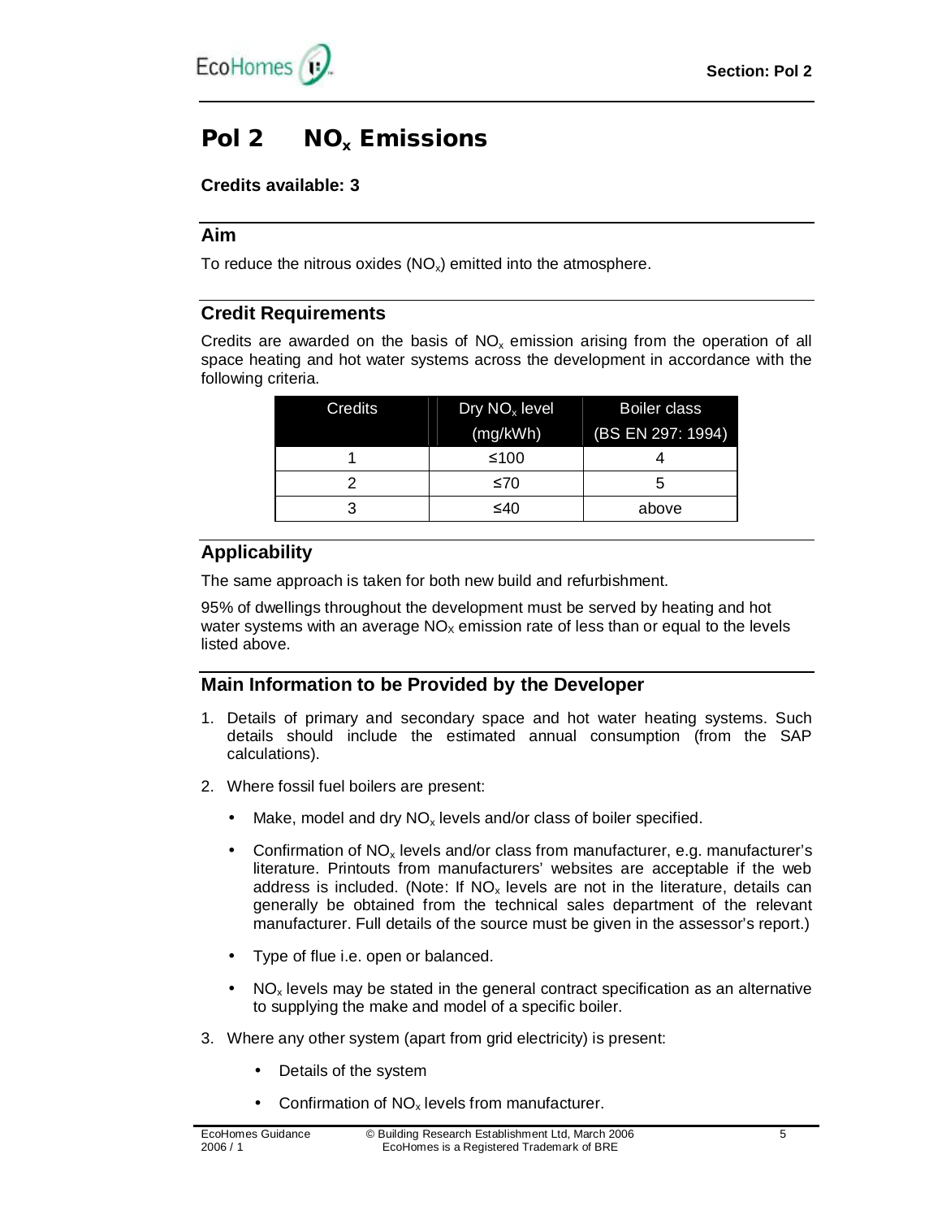# Pol 2 $NO_x$ Emissions

**Credits available: 3**

## Aim

To reduce the nitrous oxides ($NO_x$) emitted into the atmosphere.

## Credit Requirements

Credits are awarded on the basis of $NO_x$ emission arising from the operation of all space heating and hot water systems across the development in accordance with the following criteria.

| Credits | Dry $NO_x$ level (mg/kWh) | Boiler class (BS EN 297: 1994) |
|---|---|---|
| 1 | ≤100 | 4 |
| 2 | ≤70 | 5 |
| 3 | ≤40 | above |

## Applicability

The same approach is taken for both new build and refurbishment.

95% of dwellings throughout the development must be served by heating and hot water systems with an average $NO_X$ emission rate of less than or equal to the levels listed above.

## Main Information to be Provided by the Developer

1. Details of primary and secondary space and hot water heating systems. Such details should include the estimated annual consumption (from the SAP calculations).
2. Where fossil fuel boilers are present:
   - Make, model and dry $NO_x$ levels and/or class of boiler specified.
   - Confirmation of $NO_x$ levels and/or class from manufacturer, e.g. manufacturer's literature. Printouts from manufacturers' websites are acceptable if the web address is included. (Note: If $NO_x$ levels are not in the literature, details can generally be obtained from the technical sales department of the relevant manufacturer. Full details of the source must be given in the assessor's report.)
   - Type of flue i.e. open or balanced.
   - $NO_x$ levels may be stated in the general contract specification as an alternative to supplying the make and model of a specific boiler.
3. Where any other system (apart from grid electricity) is present:
   - Details of the system
   - Confirmation of $NO_x$ levels from manufacturer.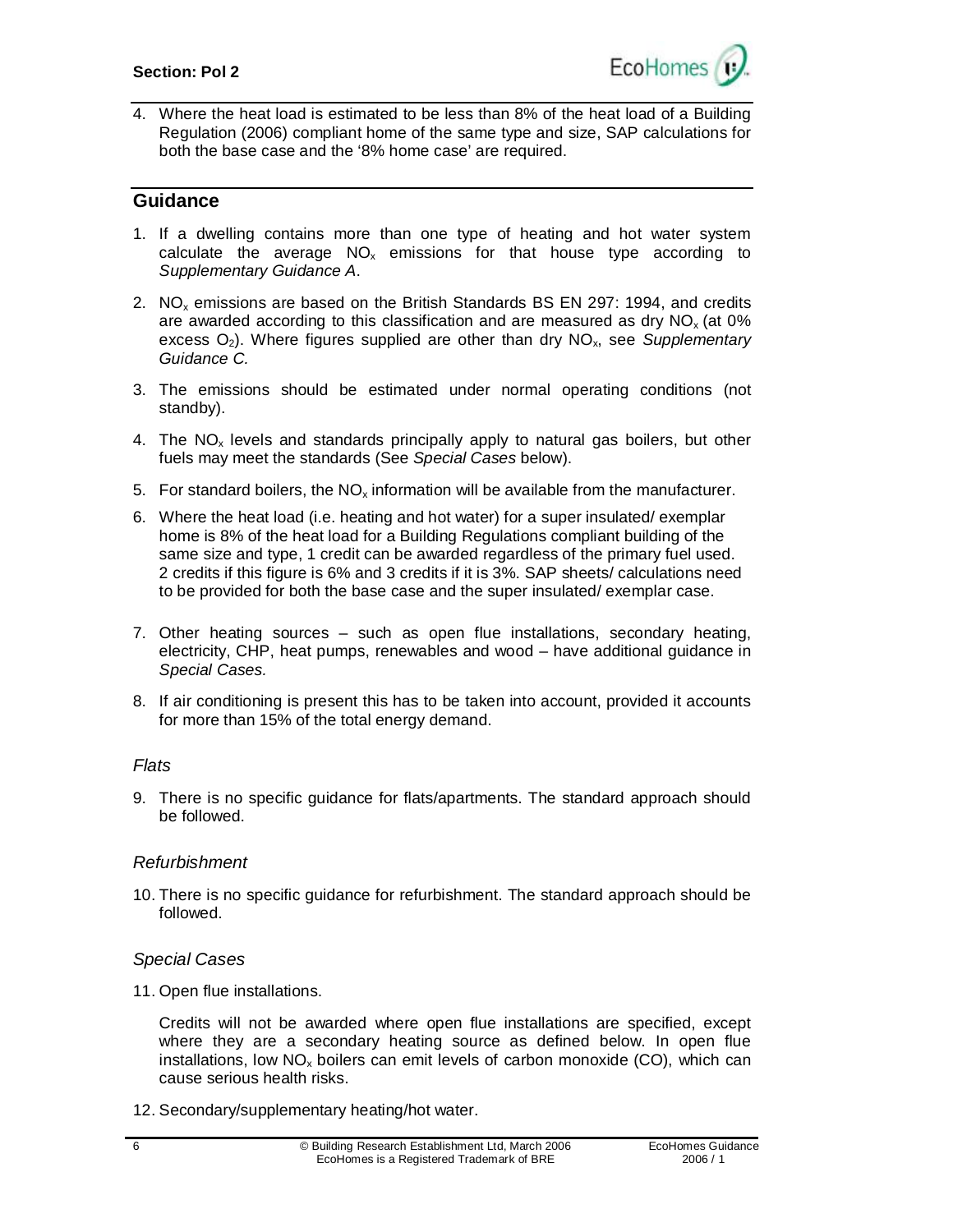4. Where the heat load is estimated to be less than 8% of the heat load of a Building Regulation (2006) compliant home of the same type and size, SAP calculations for both the base case and the '8% home case' are required.

## Guidance

1. If a dwelling contains more than one type of heating and hot water system calculate the average $NO_x$ emissions for that house type according to *Supplementary Guidance A*.
2. $NO_x$ emissions are based on the British Standards BS EN 297: 1994, and credits are awarded according to this classification and are measured as dry $NO_x$ (at 0% excess $O_2$). Where figures supplied are other than dry $NO_x$, see *Supplementary Guidance C.*
3. The emissions should be estimated under normal operating conditions (not standby).
4. The $NO_x$ levels and standards principally apply to natural gas boilers, but other fuels may meet the standards (See *Special Cases* below).
5. For standard boilers, the $NO_x$ information will be available from the manufacturer.
6. Where the heat load (i.e. heating and hot water) for a super insulated/ exemplar home is 8% of the heat load for a Building Regulations compliant building of the same size and type, 1 credit can be awarded regardless of the primary fuel used. 2 credits if this figure is 6% and 3 credits if it is 3%. SAP sheets/ calculations need to be provided for both the base case and the super insulated/ exemplar case.
7. Other heating sources – such as open flue installations, secondary heating, electricity, CHP, heat pumps, renewables and wood – have additional guidance in *Special Cases.*
8. If air conditioning is present this has to be taken into account, provided it accounts for more than 15% of the total energy demand.

### *Flats*

9. There is no specific guidance for flats/apartments. The standard approach should be followed.

### *Refurbishment*

10. There is no specific guidance for refurbishment. The standard approach should be followed.

### *Special Cases*

11. Open flue installations.

    Credits will not be awarded where open flue installations are specified, except where they are a secondary heating source as defined below. In open flue installations, low $NO_x$ boilers can emit levels of carbon monoxide (CO), which can cause serious health risks.

12. Secondary/supplementary heating/hot water.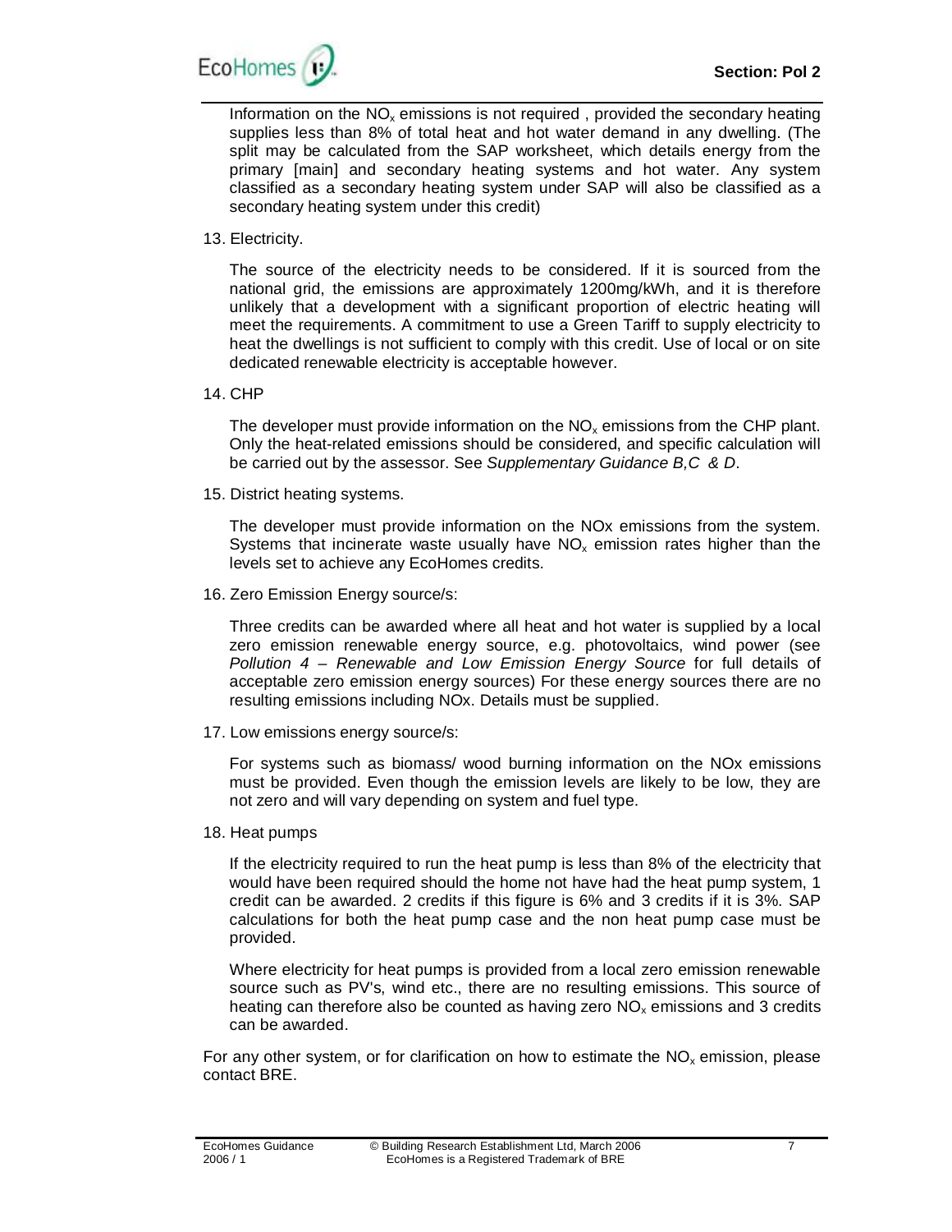Information on the $NO_x$ emissions is not required , provided the secondary heating supplies less than 8% of total heat and hot water demand in any dwelling. (The split may be calculated from the SAP worksheet, which details energy from the primary [main] and secondary heating systems and hot water. Any system classified as a secondary heating system under SAP will also be classified as a secondary heating system under this credit)

13. Electricity.

    The source of the electricity needs to be considered. If it is sourced from the national grid, the emissions are approximately 1200mg/kWh, and it is therefore unlikely that a development with a significant proportion of electric heating will meet the requirements. A commitment to use a Green Tariff to supply electricity to heat the dwellings is not sufficient to comply with this credit. Use of local or on site dedicated renewable electricity is acceptable however.

14. CHP

    The developer must provide information on the $NO_x$ emissions from the CHP plant. Only the heat-related emissions should be considered, and specific calculation will be carried out by the assessor. See *Supplementary Guidance B,C & D*.

15. District heating systems.

    The developer must provide information on the NOx emissions from the system. Systems that incinerate waste usually have $NO_x$ emission rates higher than the levels set to achieve any EcoHomes credits.

16. Zero Emission Energy source/s:

    Three credits can be awarded where all heat and hot water is supplied by a local zero emission renewable energy source, e.g. photovoltaics, wind power (see *Pollution 4 – Renewable and Low Emission Energy Source* for full details of acceptable zero emission energy sources) For these energy sources there are no resulting emissions including NOx. Details must be supplied.

17. Low emissions energy source/s:

    For systems such as biomass/ wood burning information on the NOx emissions must be provided. Even though the emission levels are likely to be low, they are not zero and will vary depending on system and fuel type.

18. Heat pumps

    If the electricity required to run the heat pump is less than 8% of the electricity that would have been required should the home not have had the heat pump system, 1 credit can be awarded. 2 credits if this figure is 6% and 3 credits if it is 3%. SAP calculations for both the heat pump case and the non heat pump case must be provided.

    Where electricity for heat pumps is provided from a local zero emission renewable source such as PV's, wind etc., there are no resulting emissions. This source of heating can therefore also be counted as having zero $NO_x$ emissions and 3 credits can be awarded.

For any other system, or for clarification on how to estimate the $NO_x$ emission, please contact BRE.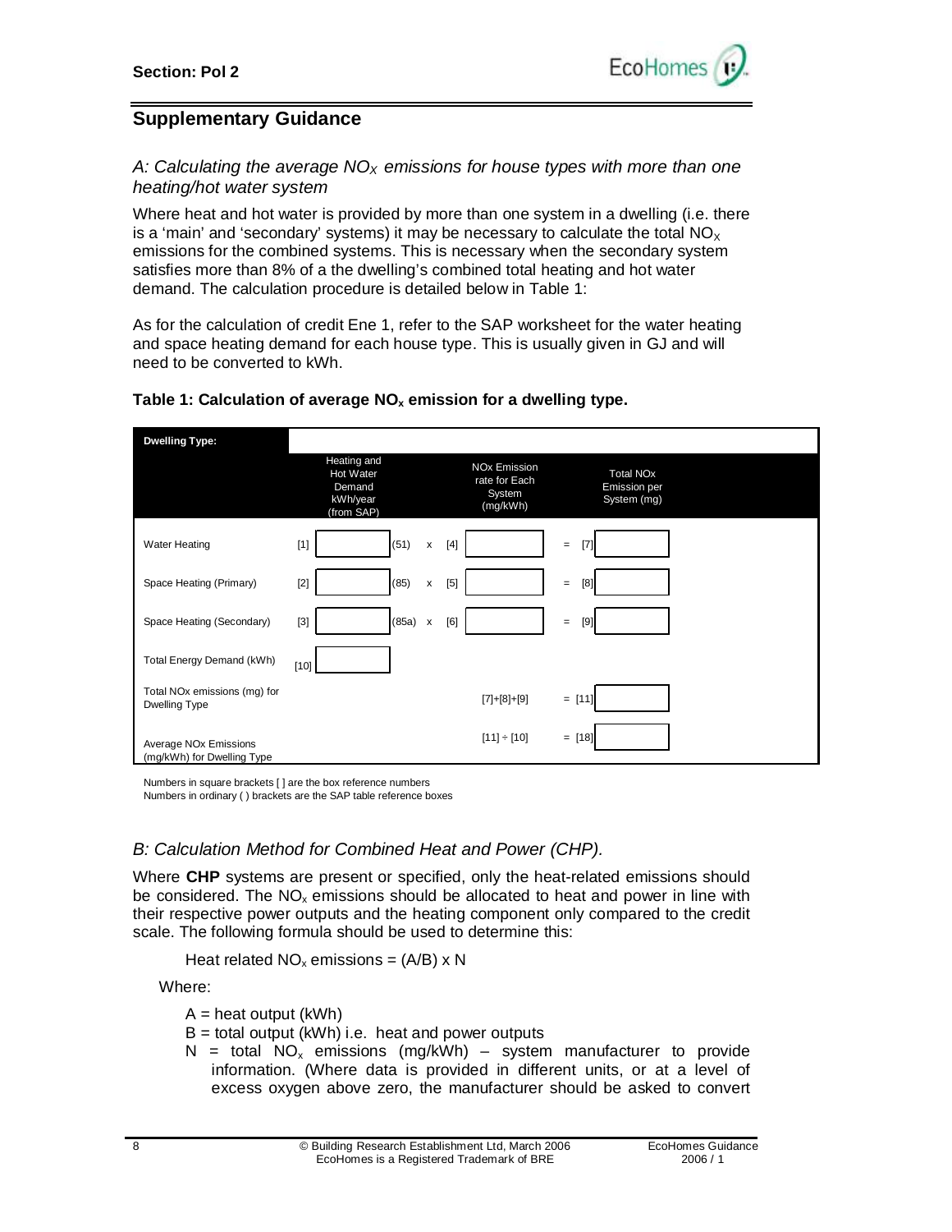Section: Pol 2

## Supplementary Guidance

### *A: Calculating the average $NO_X$ emissions for house types with more than one heating/hot water system*

Where heat and hot water is provided by more than one system in a dwelling (i.e. there is a 'main' and 'secondary' systems) it may be necessary to calculate the total $NO_X$ emissions for the combined systems. This is necessary when the secondary system satisfies more than 8% of a the dwelling's combined total heating and hot water demand. The calculation procedure is detailed below in Table 1:

As for the calculation of credit Ene 1, refer to the SAP worksheet for the water heating and space heating demand for each house type. This is usually given in GJ and will need to be converted to kWh.

**Table 1: Calculation of average $NO_x$ emission for a dwelling type.**

| Dwelling Type: | | | | | |
|---|---|---|---|---|---|
| | Heating and Hot Water Demand kWh/year (from SAP) | | NOx Emission rate for Each System (mg/kWh) | | Total NOx Emission per System (mg) |
| Water Heating | [1] | (51) x | [4] | = | [7] |
| Space Heating (Primary) | [2] | (85) x | [5] | = | [8] |
| Space Heating (Secondary) | [3] | (85a) x | [6] | = | [9] |
| Total Energy Demand (kWh) | [10] | | | | |
| Total NOx emissions (mg) for Dwelling Type | | | [7]+[8]+[9] | = | [11] |
| Average NOx Emissions (mg/kWh) for Dwelling Type | | | [11] ÷ [10] | = | [18] |

Numbers in square brackets [ ] are the box reference numbers
Numbers in ordinary ( ) brackets are the SAP table reference boxes

### *B: Calculation Method for Combined Heat and Power (CHP).*

Where **CHP** systems are present or specified, only the heat-related emissions should be considered. The $NO_x$ emissions should be allocated to heat and power in line with their respective power outputs and the heating component only compared to the credit scale. The following formula should be used to determine this:

Heat related $NO_x$ emissions = (A/B) x N

Where:

- A = heat output (kWh)
- B = total output (kWh) i.e. heat and power outputs
- N = total $NO_x$ emissions (mg/kWh) – system manufacturer to provide information. (Where data is provided in different units, or at a level of excess oxygen above zero, the manufacturer should be asked to convert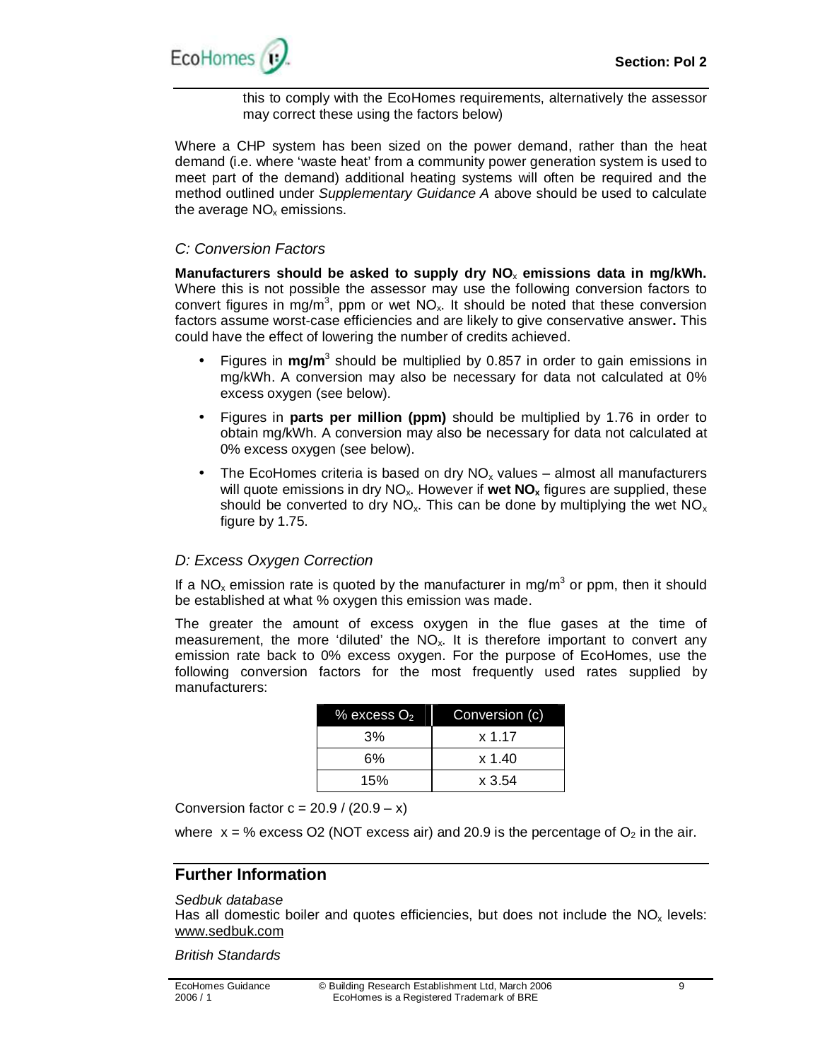this to comply with the EcoHomes requirements, alternatively the assessor may correct these using the factors below)

Where a CHP system has been sized on the power demand, rather than the heat demand (i.e. where 'waste heat' from a community power generation system is used to meet part of the demand) additional heating systems will often be required and the method outlined under *Supplementary Guidance A* above should be used to calculate the average $NO_x$ emissions.

### *C: Conversion Factors*

**Manufacturers should be asked to supply dry $NO_x$ emissions data in mg/kWh.** Where this is not possible the assessor may use the following conversion factors to convert figures in $mg/m^3$, ppm or wet $NO_x$. It should be noted that these conversion factors assume worst-case efficiencies and are likely to give conservative answer**.** This could have the effect of lowering the number of credits achieved.

- Figures in **$mg/m^3$** should be multiplied by 0.857 in order to gain emissions in mg/kWh. A conversion may also be necessary for data not calculated at 0% excess oxygen (see below).
- Figures in **parts per million (ppm)** should be multiplied by 1.76 in order to obtain mg/kWh. A conversion may also be necessary for data not calculated at 0% excess oxygen (see below).
- The EcoHomes criteria is based on dry $NO_x$ values – almost all manufacturers will quote emissions in dry $NO_x$. However if **wet $NO_x$** figures are supplied, these should be converted to dry $NO_x$. This can be done by multiplying the wet $NO_x$ figure by 1.75.

### *D: Excess Oxygen Correction*

If a $NO_x$ emission rate is quoted by the manufacturer in $mg/m^3$ or ppm, then it should be established at what % oxygen this emission was made.

The greater the amount of excess oxygen in the flue gases at the time of measurement, the more 'diluted' the $NO_x$. It is therefore important to convert any emission rate back to 0% excess oxygen. For the purpose of EcoHomes, use the following conversion factors for the most frequently used rates supplied by manufacturers:

| % excess $O_2$ | Conversion (c) |
|---|---|
| 3% | x 1.17 |
| 6% | x 1.40 |
| 15% | x 3.54 |

Conversion factor $c = 20.9 / (20.9 – x)$

where $x$ = % excess O2 (NOT excess air) and 20.9 is the percentage of $O_2$ in the air.

## Further Information

*Sedbuk database*
Has all domestic boiler and quotes efficiencies, but does not include the $NO_x$ levels: www.sedbuk.com

*British Standards*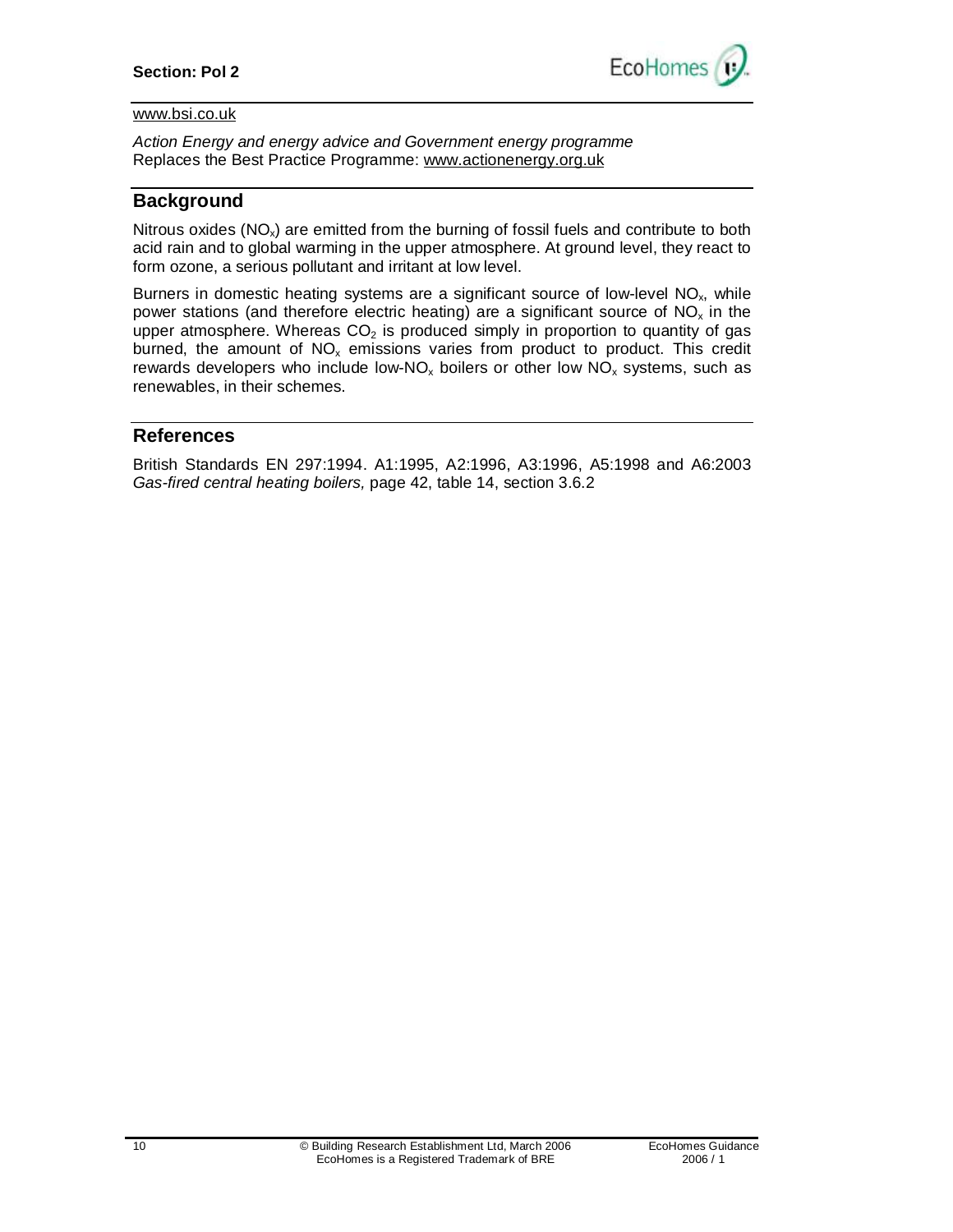www.bsi.co.uk

*Action Energy and energy advice and Government energy programme*
Replaces the Best Practice Programme: www.actionenergy.org.uk

## Background

Nitrous oxides ($NO_x$) are emitted from the burning of fossil fuels and contribute to both acid rain and to global warming in the upper atmosphere. At ground level, they react to form ozone, a serious pollutant and irritant at low level.

Burners in domestic heating systems are a significant source of low-level $NO_x$, while power stations (and therefore electric heating) are a significant source of $NO_x$ in the upper atmosphere. Whereas $CO_2$ is produced simply in proportion to quantity of gas burned, the amount of $NO_x$ emissions varies from product to product. This credit rewards developers who include low-$NO_x$ boilers or other low $NO_x$ systems, such as renewables, in their schemes.

## References

British Standards EN 297:1994. A1:1995, A2:1996, A3:1996, A5:1998 and A6:2003 *Gas-fired central heating boilers,* page 42, table 14, section 3.6.2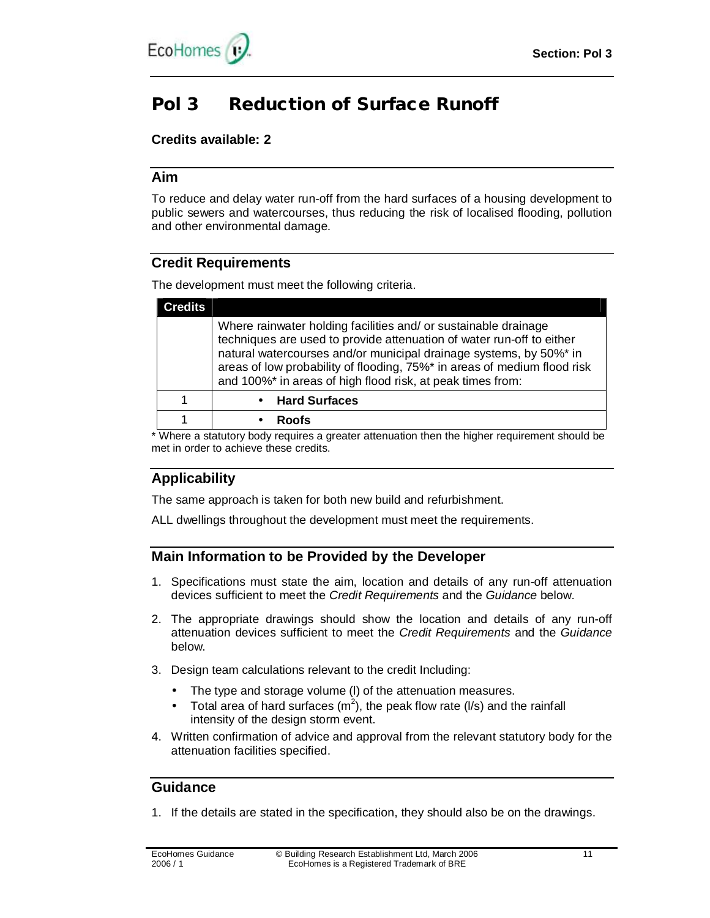# Pol 3 Reduction of Surface Runoff

**Credits available: 2**

## Aim

To reduce and delay water run-off from the hard surfaces of a housing development to public sewers and watercourses, thus reducing the risk of localised flooding, pollution and other environmental damage.

## Credit Requirements

The development must meet the following criteria.

| Credits | |
|---|---|
| | Where rainwater holding facilities and/ or sustainable drainage techniques are used to provide attenuation of water run-off to either natural watercourses and/or municipal drainage systems, by 50%* in areas of low probability of flooding, 75%* in areas of medium flood risk and 100%* in areas of high flood risk, at peak times from: |
| 1 | • **Hard Surfaces** |
| 1 | • **Roofs** |

* Where a statutory body requires a greater attenuation then the higher requirement should be met in order to achieve these credits.

## Applicability

The same approach is taken for both new build and refurbishment.

ALL dwellings throughout the development must meet the requirements.

## Main Information to be Provided by the Developer

1. Specifications must state the aim, location and details of any run-off attenuation devices sufficient to meet the *Credit Requirements* and the *Guidance* below.
2. The appropriate drawings should show the location and details of any run-off attenuation devices sufficient to meet the *Credit Requirements* and the *Guidance* below.
3. Design team calculations relevant to the credit Including:
   - The type and storage volume (l) of the attenuation measures.
   - Total area of hard surfaces ($m^2$), the peak flow rate (l/s) and the rainfall intensity of the design storm event.
4. Written confirmation of advice and approval from the relevant statutory body for the attenuation facilities specified.

## Guidance

1. If the details are stated in the specification, they should also be on the drawings.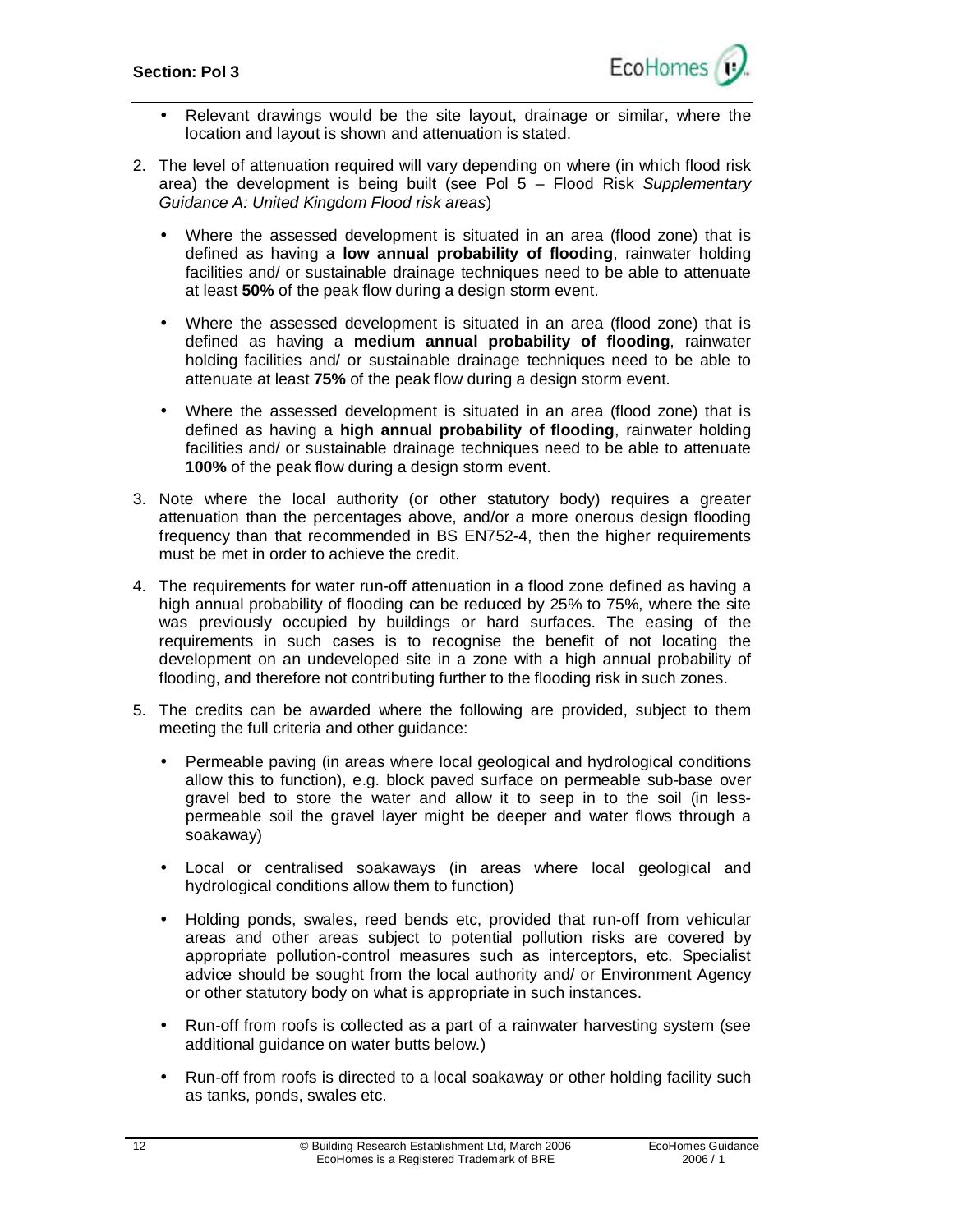- Relevant drawings would be the site layout, drainage or similar, where the location and layout is shown and attenuation is stated.

2. The level of attenuation required will vary depending on where (in which flood risk area) the development is being built (see Pol 5 – Flood Risk *Supplementary Guidance A: United Kingdom Flood risk areas*)

   - Where the assessed development is situated in an area (flood zone) that is defined as having a **low annual probability of flooding**, rainwater holding facilities and/ or sustainable drainage techniques need to be able to attenuate at least **50%** of the peak flow during a design storm event.

   - Where the assessed development is situated in an area (flood zone) that is defined as having a **medium annual probability of flooding**, rainwater holding facilities and/ or sustainable drainage techniques need to be able to attenuate at least **75%** of the peak flow during a design storm event.

   - Where the assessed development is situated in an area (flood zone) that is defined as having a **high annual probability of flooding**, rainwater holding facilities and/ or sustainable drainage techniques need to be able to attenuate **100%** of the peak flow during a design storm event.

3. Note where the local authority (or other statutory body) requires a greater attenuation than the percentages above, and/or a more onerous design flooding frequency than that recommended in BS EN752-4, then the higher requirements must be met in order to achieve the credit.

4. The requirements for water run-off attenuation in a flood zone defined as having a high annual probability of flooding can be reduced by 25% to 75%, where the site was previously occupied by buildings or hard surfaces. The easing of the requirements in such cases is to recognise the benefit of not locating the development on an undeveloped site in a zone with a high annual probability of flooding, and therefore not contributing further to the flooding risk in such zones.

5. The credits can be awarded where the following are provided, subject to them meeting the full criteria and other guidance:

   - Permeable paving (in areas where local geological and hydrological conditions allow this to function), e.g. block paved surface on permeable sub-base over gravel bed to store the water and allow it to seep in to the soil (in less-permeable soil the gravel layer might be deeper and water flows through a soakaway)

   - Local or centralised soakaways (in areas where local geological and hydrological conditions allow them to function)

   - Holding ponds, swales, reed bends etc, provided that run-off from vehicular areas and other areas subject to potential pollution risks are covered by appropriate pollution-control measures such as interceptors, etc. Specialist advice should be sought from the local authority and/ or Environment Agency or other statutory body on what is appropriate in such instances.

   - Run-off from roofs is collected as a part of a rainwater harvesting system (see additional guidance on water butts below.)

   - Run-off from roofs is directed to a local soakaway or other holding facility such as tanks, ponds, swales etc.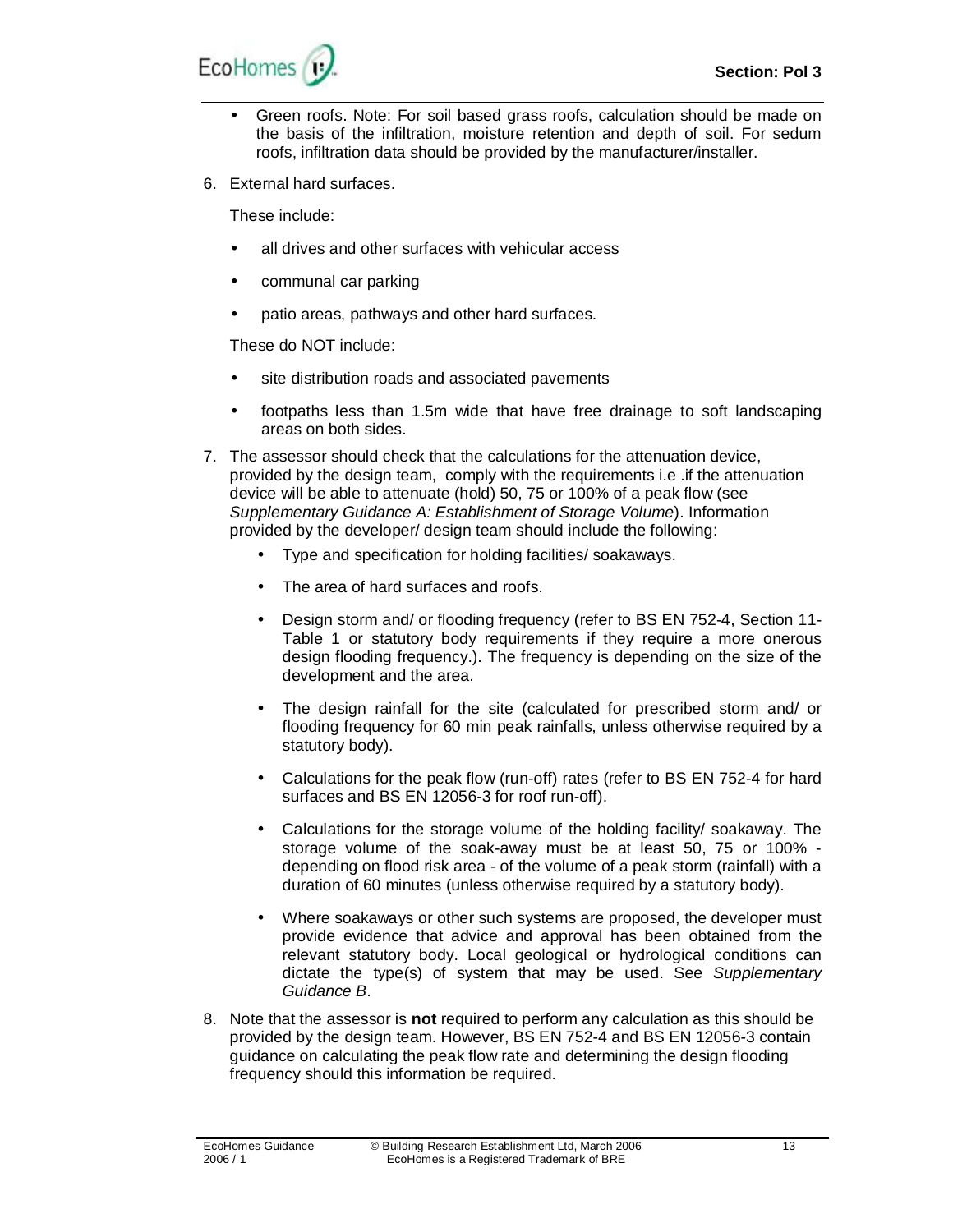- Green roofs. Note: For soil based grass roofs, calculation should be made on the basis of the infiltration, moisture retention and depth of soil. For sedum roofs, infiltration data should be provided by the manufacturer/installer.

6. External hard surfaces.

   These include:

   - all drives and other surfaces with vehicular access
   - communal car parking
   - patio areas, pathways and other hard surfaces.

   These do NOT include:

   - site distribution roads and associated pavements
   - footpaths less than 1.5m wide that have free drainage to soft landscaping areas on both sides.

7. The assessor should check that the calculations for the attenuation device, provided by the design team, comply with the requirements i.e .if the attenuation device will be able to attenuate (hold) 50, 75 or 100% of a peak flow (see *Supplementary Guidance A: Establishment of Storage Volume*). Information provided by the developer/ design team should include the following:

   - Type and specification for holding facilities/ soakaways.
   - The area of hard surfaces and roofs.
   - Design storm and/ or flooding frequency (refer to BS EN 752-4, Section 11-Table 1 or statutory body requirements if they require a more onerous design flooding frequency.). The frequency is depending on the size of the development and the area.
   - The design rainfall for the site (calculated for prescribed storm and/ or flooding frequency for 60 min peak rainfalls, unless otherwise required by a statutory body).
   - Calculations for the peak flow (run-off) rates (refer to BS EN 752-4 for hard surfaces and BS EN 12056-3 for roof run-off).
   - Calculations for the storage volume of the holding facility/ soakaway. The storage volume of the soak-away must be at least 50, 75 or 100% - depending on flood risk area - of the volume of a peak storm (rainfall) with a duration of 60 minutes (unless otherwise required by a statutory body).
   - Where soakaways or other such systems are proposed, the developer must provide evidence that advice and approval has been obtained from the relevant statutory body. Local geological or hydrological conditions can dictate the type(s) of system that may be used. See *Supplementary Guidance B*.

8. Note that the assessor is **not** required to perform any calculation as this should be provided by the design team. However, BS EN 752-4 and BS EN 12056-3 contain guidance on calculating the peak flow rate and determining the design flooding frequency should this information be required.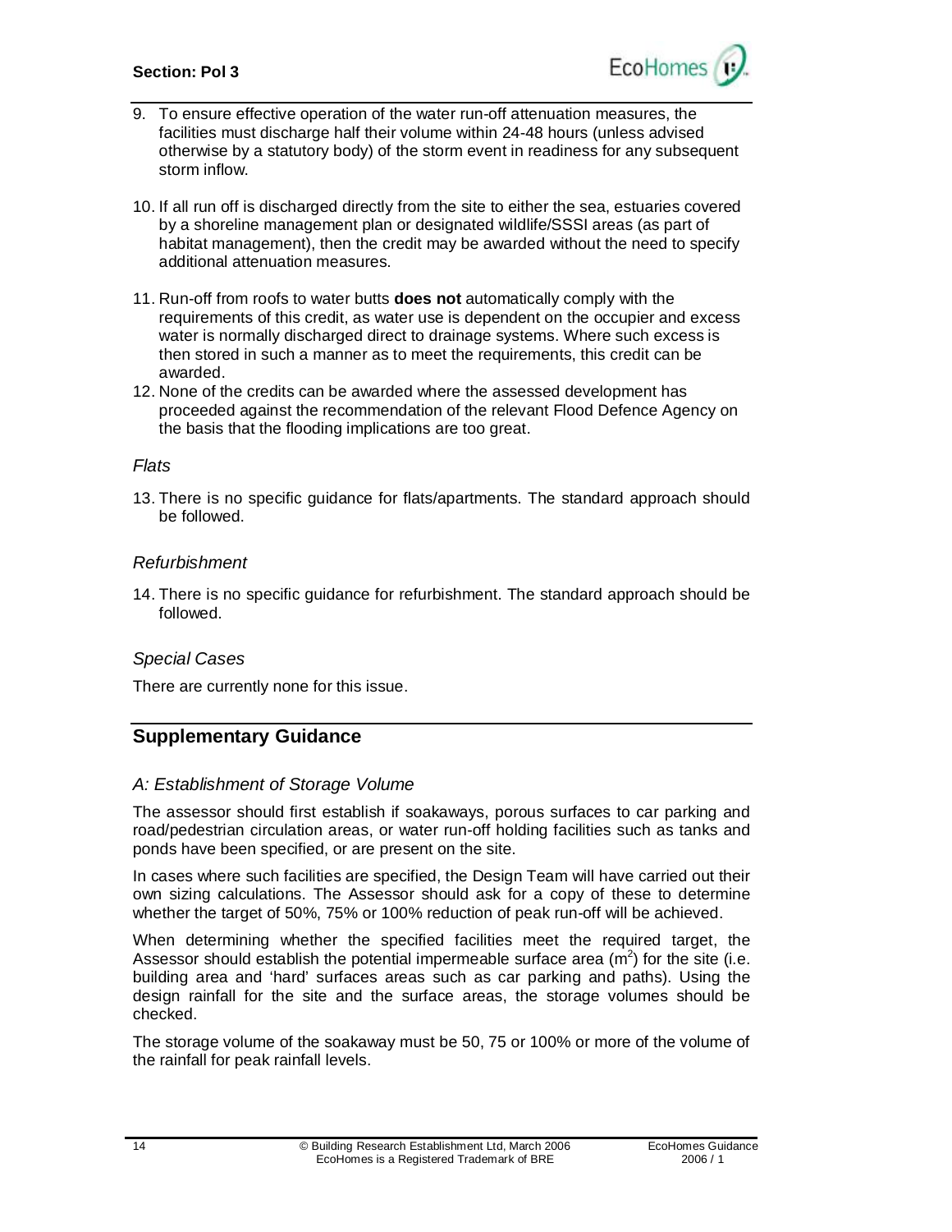9. To ensure effective operation of the water run-off attenuation measures, the facilities must discharge half their volume within 24-48 hours (unless advised otherwise by a statutory body) of the storm event in readiness for any subsequent storm inflow.

10. If all run off is discharged directly from the site to either the sea, estuaries covered by a shoreline management plan or designated wildlife/SSSI areas (as part of habitat management), then the credit may be awarded without the need to specify additional attenuation measures.

11. Run-off from roofs to water butts **does not** automatically comply with the requirements of this credit, as water use is dependent on the occupier and excess water is normally discharged direct to drainage systems. Where such excess is then stored in such a manner as to meet the requirements, this credit can be awarded.

12. None of the credits can be awarded where the assessed development has proceeded against the recommendation of the relevant Flood Defence Agency on the basis that the flooding implications are too great.

*Flats*

13. There is no specific guidance for flats/apartments. The standard approach should be followed.

*Refurbishment*

14. There is no specific guidance for refurbishment. The standard approach should be followed.

*Special Cases*

There are currently none for this issue.

## Supplementary Guidance

*A: Establishment of Storage Volume*

The assessor should first establish if soakaways, porous surfaces to car parking and road/pedestrian circulation areas, or water run-off holding facilities such as tanks and ponds have been specified, or are present on the site.

In cases where such facilities are specified, the Design Team will have carried out their own sizing calculations. The Assessor should ask for a copy of these to determine whether the target of 50%, 75% or 100% reduction of peak run-off will be achieved.

When determining whether the specified facilities meet the required target, the Assessor should establish the potential impermeable surface area ($m^2$) for the site (i.e. building area and 'hard' surfaces areas such as car parking and paths). Using the design rainfall for the site and the surface areas, the storage volumes should be checked.

The storage volume of the soakaway must be 50, 75 or 100% or more of the volume of the rainfall for peak rainfall levels.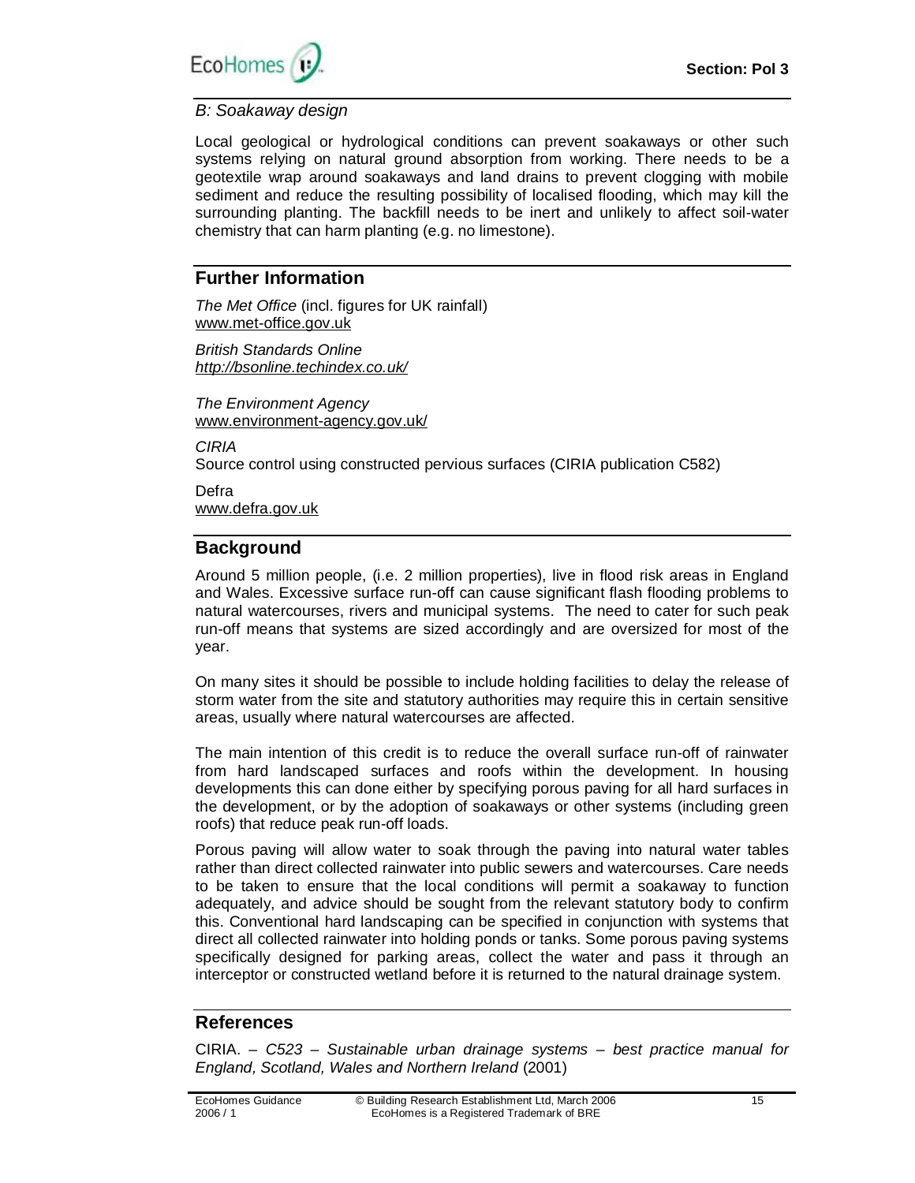*B: Soakaway design*

Local geological or hydrological conditions can prevent soakaways or other such systems relying on natural ground absorption from working. There needs to be a geotextile wrap around soakaways and land drains to prevent clogging with mobile sediment and reduce the resulting possibility of localised flooding, which may kill the surrounding planting. The backfill needs to be inert and unlikely to affect soil-water chemistry that can harm planting (e.g. no limestone).

## Further Information

*The Met Office* (incl. figures for UK rainfall)
www.met-office.gov.uk

*British Standards Online*
*http://bsonline.techindex.co.uk/*

*The Environment Agency*
www.environment-agency.gov.uk/

*CIRIA*
Source control using constructed pervious surfaces (CIRIA publication C582)

Defra
www.defra.gov.uk

## Background

Around 5 million people, (i.e. 2 million properties), live in flood risk areas in England and Wales. Excessive surface run-off can cause significant flash flooding problems to natural watercourses, rivers and municipal systems. The need to cater for such peak run-off means that systems are sized accordingly and are oversized for most of the year.

On many sites it should be possible to include holding facilities to delay the release of storm water from the site and statutory authorities may require this in certain sensitive areas, usually where natural watercourses are affected.

The main intention of this credit is to reduce the overall surface run-off of rainwater from hard landscaped surfaces and roofs within the development. In housing developments this can done either by specifying porous paving for all hard surfaces in the development, or by the adoption of soakaways or other systems (including green roofs) that reduce peak run-off loads.

Porous paving will allow water to soak through the paving into natural water tables rather than direct collected rainwater into public sewers and watercourses. Care needs to be taken to ensure that the local conditions will permit a soakaway to function adequately, and advice should be sought from the relevant statutory body to confirm this. Conventional hard landscaping can be specified in conjunction with systems that direct all collected rainwater into holding ponds or tanks. Some porous paving systems specifically designed for parking areas, collect the water and pass it through an interceptor or constructed wetland before it is returned to the natural drainage system.

## References

CIRIA. – *C523 – Sustainable urban drainage systems – best practice manual for England, Scotland, Wales and Northern Ireland* (2001)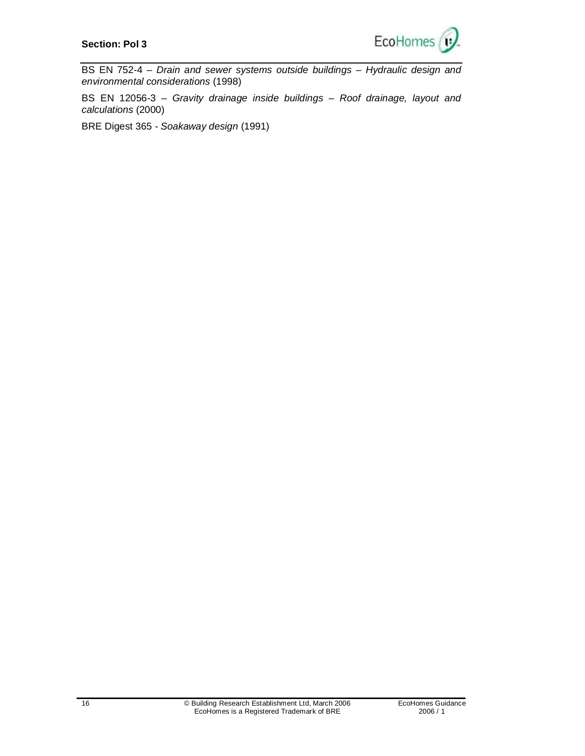BS EN 752-4 – *Drain and sewer systems outside buildings – Hydraulic design and environmental considerations* (1998)

BS EN 12056-3 – *Gravity drainage inside buildings – Roof drainage, layout and calculations* (2000)

BRE Digest 365 - *Soakaway design* (1991)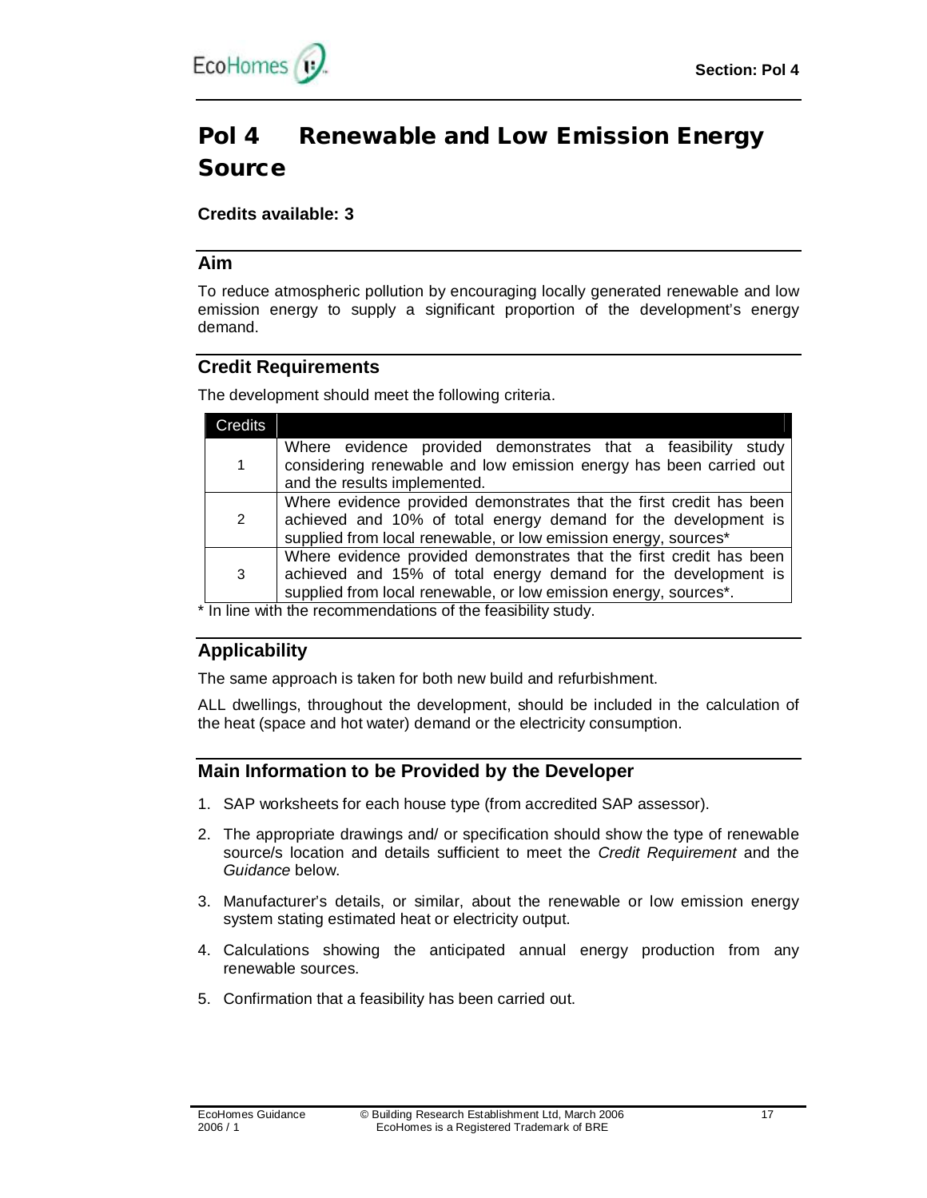# Pol 4 Renewable and Low Emission Energy Source

**Credits available: 3**

## Aim

To reduce atmospheric pollution by encouraging locally generated renewable and low emission energy to supply a significant proportion of the development's energy demand.

## Credit Requirements

The development should meet the following criteria.

| Credits | |
|---|---|
| 1 | Where evidence provided demonstrates that a feasibility study considering renewable and low emission energy has been carried out and the results implemented. |
| 2 | Where evidence provided demonstrates that the first credit has been achieved and 10% of total energy demand for the development is supplied from local renewable, or low emission energy, sources* |
| 3 | Where evidence provided demonstrates that the first credit has been achieved and 15% of total energy demand for the development is supplied from local renewable, or low emission energy, sources*. |

\* In line with the recommendations of the feasibility study.

## Applicability

The same approach is taken for both new build and refurbishment.

ALL dwellings, throughout the development, should be included in the calculation of the heat (space and hot water) demand or the electricity consumption.

## Main Information to be Provided by the Developer

1. SAP worksheets for each house type (from accredited SAP assessor).
2. The appropriate drawings and/ or specification should show the type of renewable source/s location and details sufficient to meet the *Credit Requirement* and the *Guidance* below.
3. Manufacturer's details, or similar, about the renewable or low emission energy system stating estimated heat or electricity output.
4. Calculations showing the anticipated annual energy production from any renewable sources.
5. Confirmation that a feasibility has been carried out.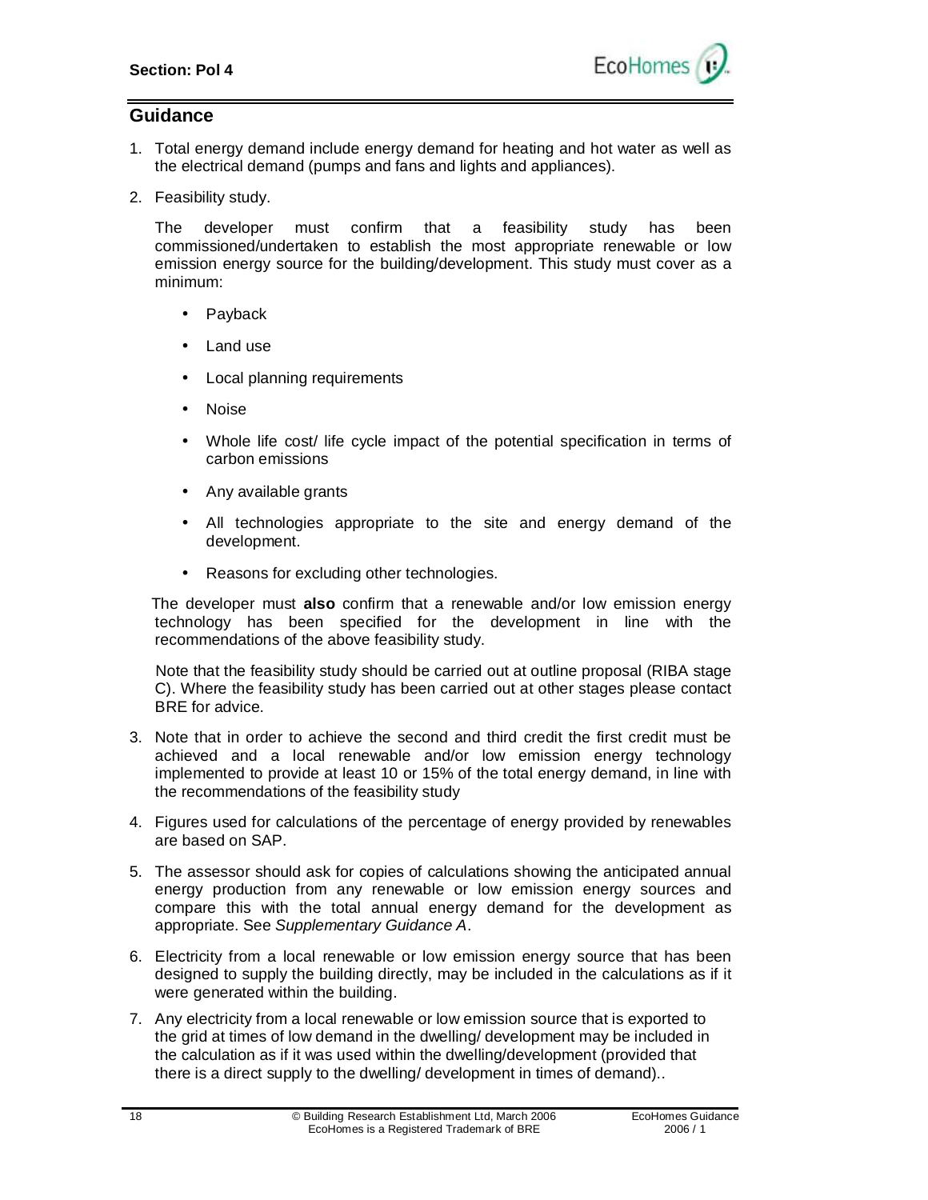## Guidance

1. Total energy demand include energy demand for heating and hot water as well as the electrical demand (pumps and fans and lights and appliances).

2. Feasibility study.

   The developer must confirm that a feasibility study has been commissioned/undertaken to establish the most appropriate renewable or low emission energy source for the building/development. This study must cover as a minimum:

   - Payback
   - Land use
   - Local planning requirements
   - Noise
   - Whole life cost/ life cycle impact of the potential specification in terms of carbon emissions
   - Any available grants
   - All technologies appropriate to the site and energy demand of the development.
   - Reasons for excluding other technologies.

   The developer must **also** confirm that a renewable and/or low emission energy technology has been specified for the development in line with the recommendations of the above feasibility study.

   Note that the feasibility study should be carried out at outline proposal (RIBA stage C). Where the feasibility study has been carried out at other stages please contact BRE for advice.

3. Note that in order to achieve the second and third credit the first credit must be achieved and a local renewable and/or low emission energy technology implemented to provide at least 10 or 15% of the total energy demand, in line with the recommendations of the feasibility study

4. Figures used for calculations of the percentage of energy provided by renewables are based on SAP.

5. The assessor should ask for copies of calculations showing the anticipated annual energy production from any renewable or low emission energy sources and compare this with the total annual energy demand for the development as appropriate. See *Supplementary Guidance A*.

6. Electricity from a local renewable or low emission energy source that has been designed to supply the building directly, may be included in the calculations as if it were generated within the building.

7. Any electricity from a local renewable or low emission source that is exported to the grid at times of low demand in the dwelling/ development may be included in the calculation as if it was used within the dwelling/development (provided that there is a direct supply to the dwelling/ development in times of demand)..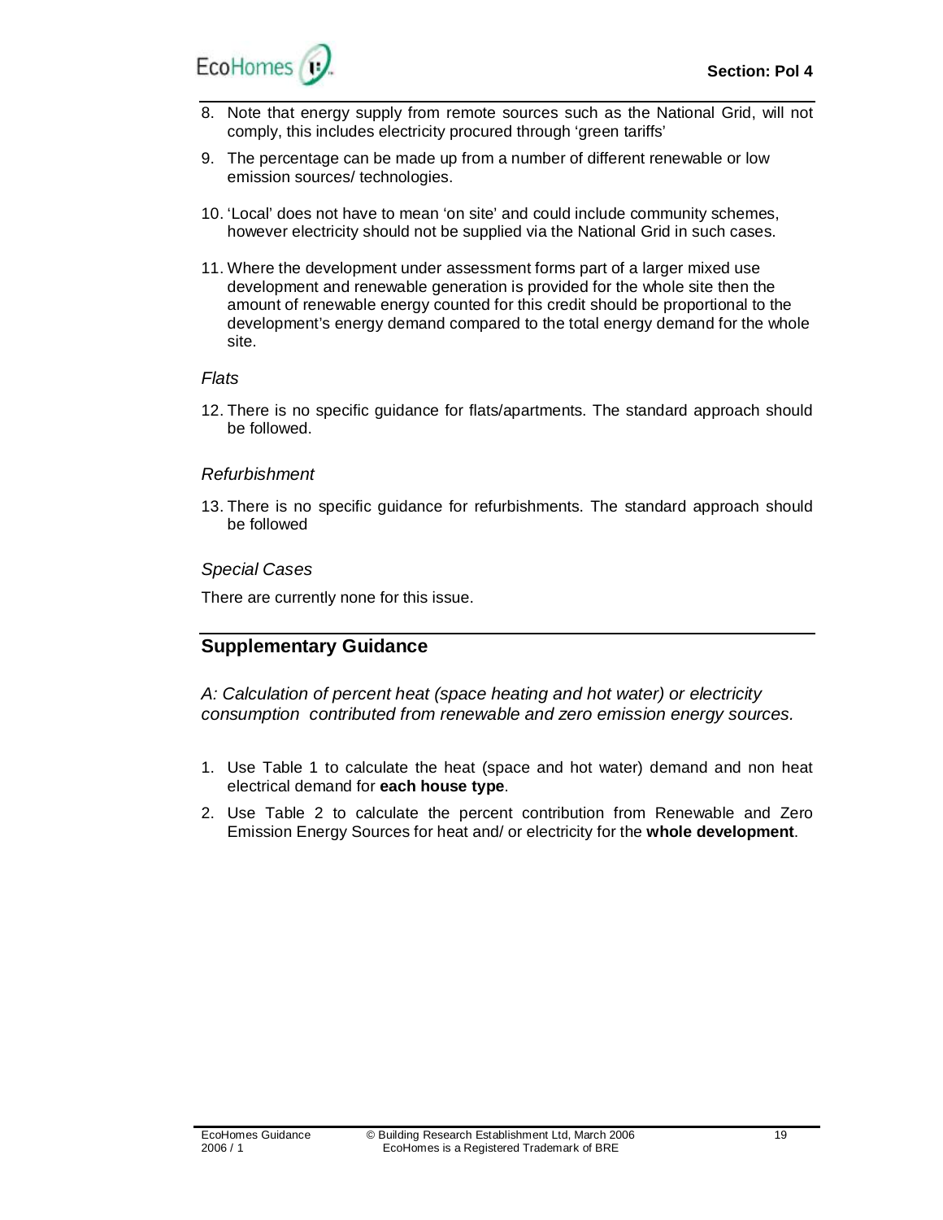8. Note that energy supply from remote sources such as the National Grid, will not comply, this includes electricity procured through 'green tariffs'

9. The percentage can be made up from a number of different renewable or low emission sources/ technologies.

10. 'Local' does not have to mean 'on site' and could include community schemes, however electricity should not be supplied via the National Grid in such cases.

11. Where the development under assessment forms part of a larger mixed use development and renewable generation is provided for the whole site then the amount of renewable energy counted for this credit should be proportional to the development's energy demand compared to the total energy demand for the whole site.

*Flats*

12. There is no specific guidance for flats/apartments. The standard approach should be followed.

*Refurbishment*

13. There is no specific guidance for refurbishments. The standard approach should be followed

*Special Cases*

There are currently none for this issue.

## Supplementary Guidance

*A: Calculation of percent heat (space heating and hot water) or electricity consumption contributed from renewable and zero emission energy sources.*

1. Use Table 1 to calculate the heat (space and hot water) demand and non heat electrical demand for **each house type**.
2. Use Table 2 to calculate the percent contribution from Renewable and Zero Emission Energy Sources for heat and/ or electricity for the **whole development**.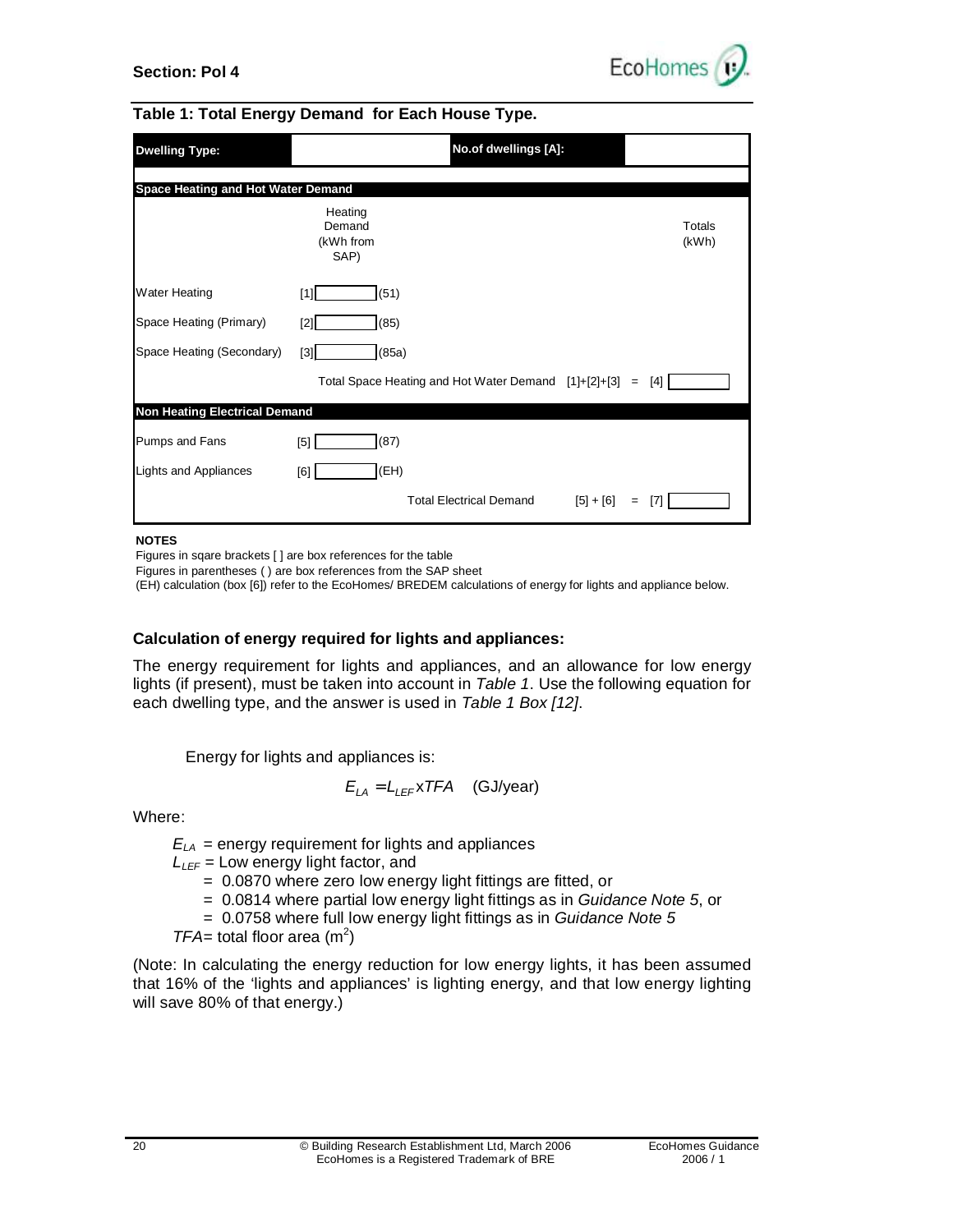**Section: Pol 4**

### Table 1: Total Energy Demand for Each House Type.

| Dwelling Type: | | No.of dwellings [A]: | |
|---|---|---|---|
| **Space Heating and Hot Water Demand** | | | |
| | Heating Demand (kWh from SAP) | | Totals (kWh) |
| Water Heating | [1] (51) | | |
| Space Heating (Primary) | [2] (85) | | |
| Space Heating (Secondary) | [3] (85a) | | |
| | Total Space Heating and Hot Water Demand | [1]+[2]+[3] = | [4] |
| **Non Heating Electrical Demand** | | | |
| Pumps and Fans | [5] (87) | | |
| Lights and Appliances | [6] (EH) | | |
| | Total Electrical Demand | [5] + [6] = | [7] |

**NOTES**

Figures in sqare brackets [ ] are box references for the table

Figures in parentheses ( ) are box references from the SAP sheet

(EH) calculation (box [6]) refer to the EcoHomes/ BREDEM calculations of energy for lights and appliance below.

### Calculation of energy required for lights and appliances:

The energy requirement for lights and appliances, and an allowance for low energy lights (if present), must be taken into account in *Table 1*. Use the following equation for each dwelling type, and the answer is used in *Table 1 Box [12]*.

Energy for lights and appliances is:

$$E_{LA} = L_{LEF} \text{x} TFA \quad \text{(GJ/year)}$$

Where:

$E_{LA}$ = energy requirement for lights and appliances
$L_{LEF}$ = Low energy light factor, and
= 0.0870 where zero low energy light fittings are fitted, or
= 0.0814 where partial low energy light fittings as in *Guidance Note 5*, or
= 0.0758 where full low energy light fittings as in *Guidance Note 5*
$TFA$= total floor area ($m^2$)

(Note: In calculating the energy reduction for low energy lights, it has been assumed that 16% of the 'lights and appliances' is lighting energy, and that low energy lighting will save 80% of that energy.)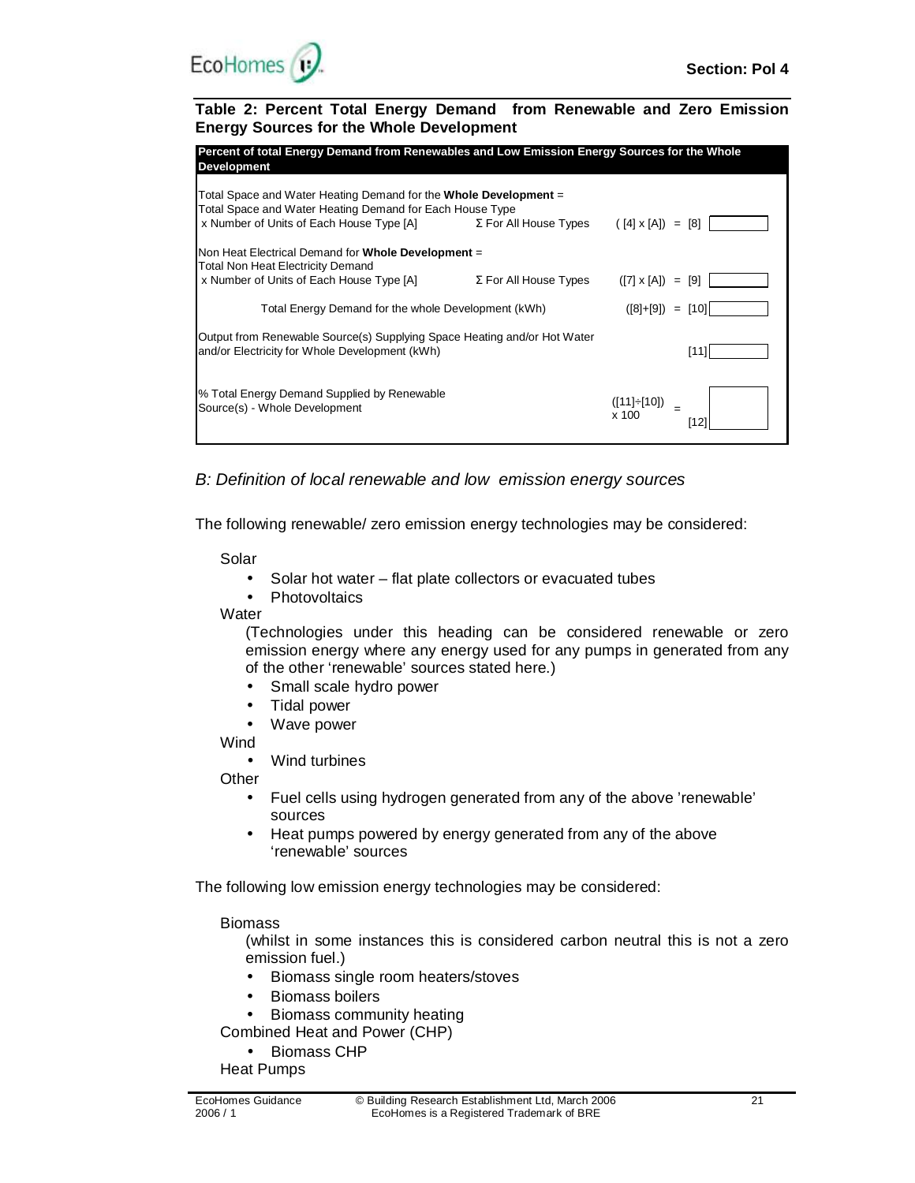**Table 2: Percent Total Energy Demand from Renewable and Zero Emission Energy Sources for the Whole Development**

| Percent of total Energy Demand from Renewables and Low Emission Energy Sources for the Whole Development | | | |
|---|---|---|---|
| Total Space and Water Heating Demand for the **Whole Development** = Total Space and Water Heating Demand for Each House Type x Number of Units of Each House Type [A] | Σ For All House Types | ( [4] x [A]) = [8] | |
| Non Heat Electrical Demand for **Whole Development** = Total Non Heat Electricity Demand x Number of Units of Each House Type [A] | Σ For All House Types | ([7] x [A]) = [9] | |
| Total Energy Demand for the whole Development (kWh) | | ([8]+[9]) = [10] | |
| Output from Renewable Source(s) Supplying Space Heating and/or Hot Water and/or Electricity for Whole Development (kWh) | | [11] | |
| % Total Energy Demand Supplied by Renewable Source(s) - Whole Development | | ([11]÷[10]) x 100 = [12] | |

*B: Definition of local renewable and low emission energy sources*

The following renewable/ zero emission energy technologies may be considered:

Solar

- Solar hot water – flat plate collectors or evacuated tubes
- Photovoltaics

Water

(Technologies under this heading can be considered renewable or zero emission energy where any energy used for any pumps in generated from any of the other 'renewable' sources stated here.)

- Small scale hydro power
- Tidal power
- Wave power

Wind

- Wind turbines

Other

- Fuel cells using hydrogen generated from any of the above 'renewable' sources
- Heat pumps powered by energy generated from any of the above 'renewable' sources

The following low emission energy technologies may be considered:

Biomass

(whilst in some instances this is considered carbon neutral this is not a zero emission fuel.)

- Biomass single room heaters/stoves
- Biomass boilers
- Biomass community heating

Combined Heat and Power (CHP)

- Biomass CHP

Heat Pumps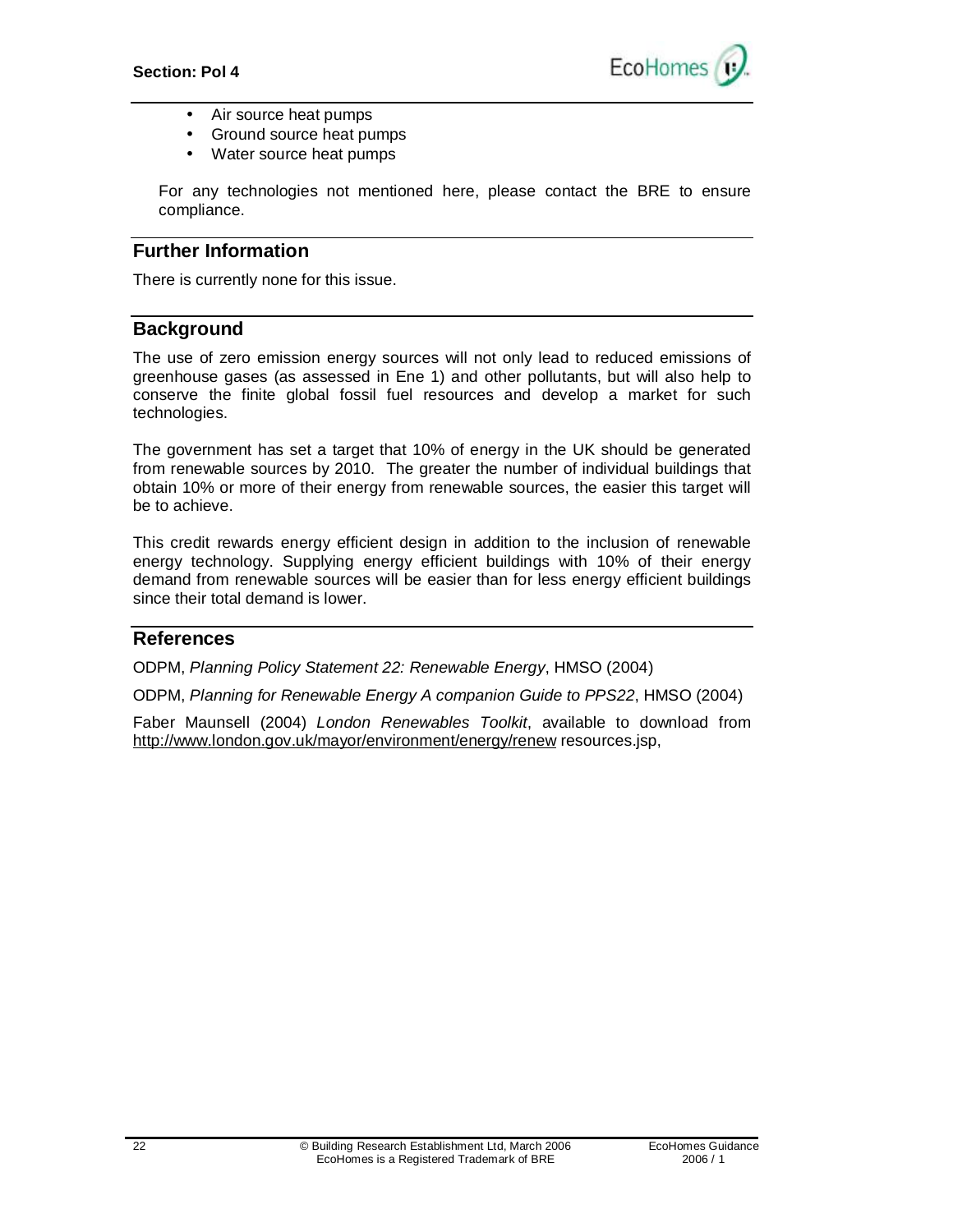- Air source heat pumps
- Ground source heat pumps
- Water source heat pumps

For any technologies not mentioned here, please contact the BRE to ensure compliance.

## Further Information

There is currently none for this issue.

## Background

The use of zero emission energy sources will not only lead to reduced emissions of greenhouse gases (as assessed in Ene 1) and other pollutants, but will also help to conserve the finite global fossil fuel resources and develop a market for such technologies.

The government has set a target that 10% of energy in the UK should be generated from renewable sources by 2010. The greater the number of individual buildings that obtain 10% or more of their energy from renewable sources, the easier this target will be to achieve.

This credit rewards energy efficient design in addition to the inclusion of renewable energy technology. Supplying energy efficient buildings with 10% of their energy demand from renewable sources will be easier than for less energy efficient buildings since their total demand is lower.

## References

ODPM, *Planning Policy Statement 22: Renewable Energy*, HMSO (2004)

ODPM, *Planning for Renewable Energy A companion Guide to PPS22*, HMSO (2004)

Faber Maunsell (2004) *London Renewables Toolkit*, available to download from http://www.london.gov.uk/mayor/environment/energy/renew resources.jsp,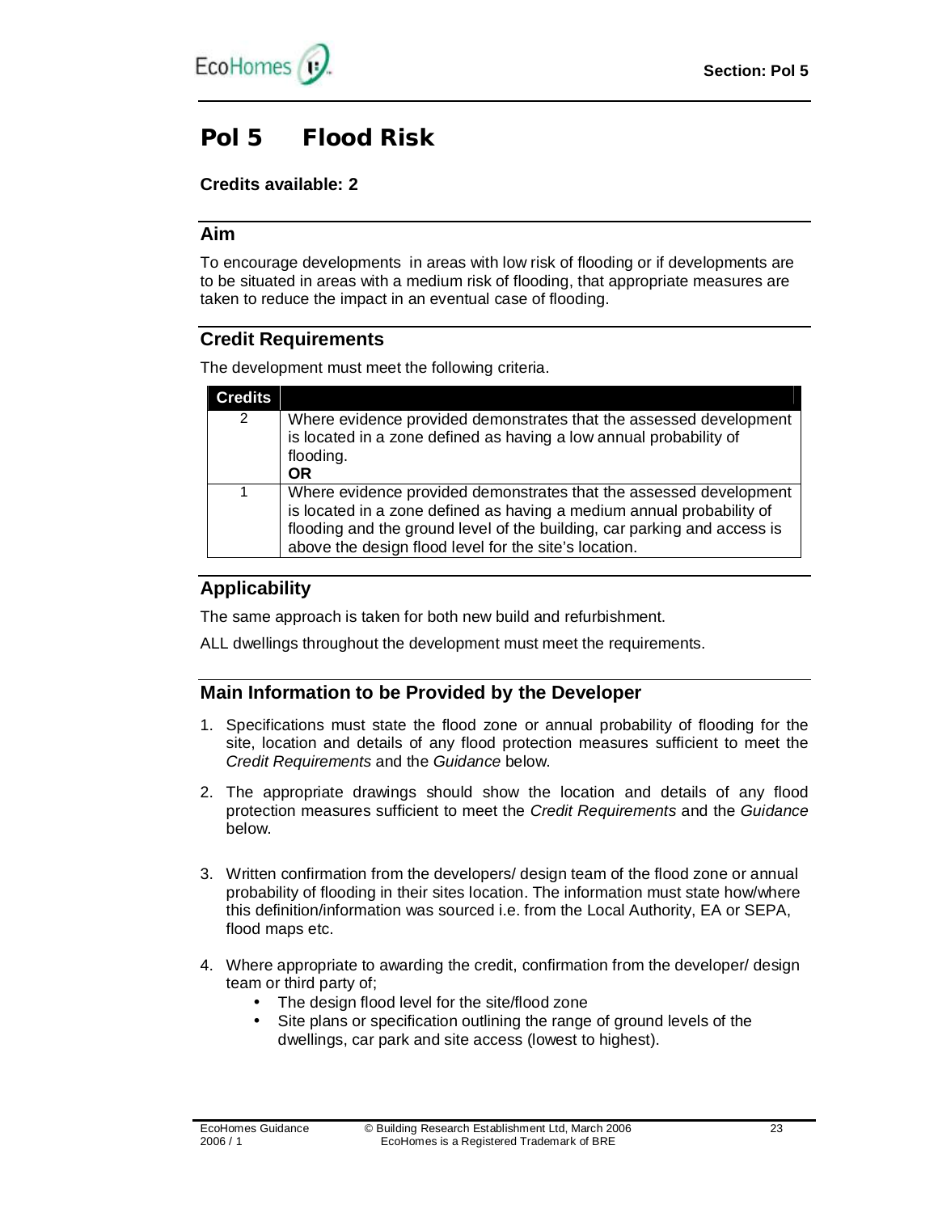# Pol 5 Flood Risk

**Credits available: 2**

## Aim

To encourage developments in areas with low risk of flooding or if developments are to be situated in areas with a medium risk of flooding, that appropriate measures are taken to reduce the impact in an eventual case of flooding.

## Credit Requirements

The development must meet the following criteria.

| Credits | |
|---|---|
| 2 | Where evidence provided demonstrates that the assessed development is located in a zone defined as having a low annual probability of flooding. **OR** |
| 1 | Where evidence provided demonstrates that the assessed development is located in a zone defined as having a medium annual probability of flooding and the ground level of the building, car parking and access is above the design flood level for the site's location. |

## Applicability

The same approach is taken for both new build and refurbishment.

ALL dwellings throughout the development must meet the requirements.

## Main Information to be Provided by the Developer

1. Specifications must state the flood zone or annual probability of flooding for the site, location and details of any flood protection measures sufficient to meet the *Credit Requirements* and the *Guidance* below.
2. The appropriate drawings should show the location and details of any flood protection measures sufficient to meet the *Credit Requirements* and the *Guidance* below.
3. Written confirmation from the developers/ design team of the flood zone or annual probability of flooding in their sites location. The information must state how/where this definition/information was sourced i.e. from the Local Authority, EA or SEPA, flood maps etc.
4. Where appropriate to awarding the credit, confirmation from the developer/ design team or third party of;
   - The design flood level for the site/flood zone
   - Site plans or specification outlining the range of ground levels of the dwellings, car park and site access (lowest to highest).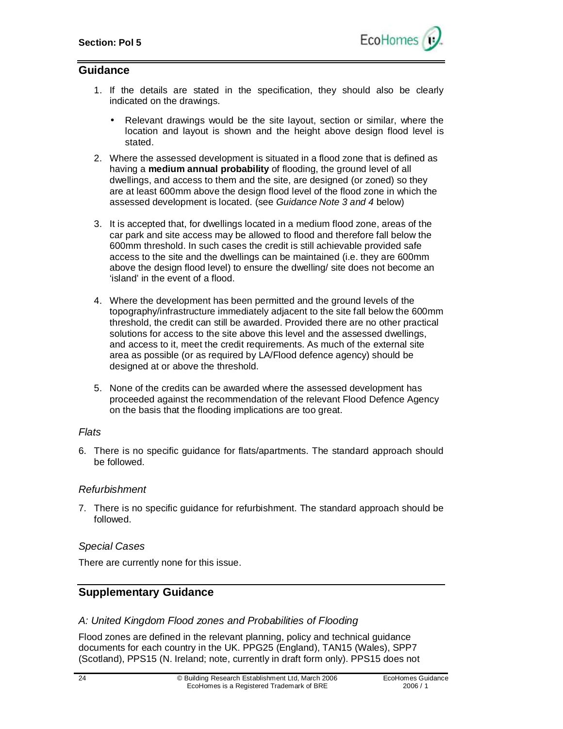## Guidance

1. If the details are stated in the specification, they should also be clearly indicated on the drawings.

   - Relevant drawings would be the site layout, section or similar, where the location and layout is shown and the height above design flood level is stated.

2. Where the assessed development is situated in a flood zone that is defined as having a **medium annual probability** of flooding, the ground level of all dwellings, and access to them and the site, are designed (or zoned) so they are at least 600mm above the design flood level of the flood zone in which the assessed development is located. (see *Guidance Note 3 and 4* below)

3. It is accepted that, for dwellings located in a medium flood zone, areas of the car park and site access may be allowed to flood and therefore fall below the 600mm threshold. In such cases the credit is still achievable provided safe access to the site and the dwellings can be maintained (i.e. they are 600mm above the design flood level) to ensure the dwelling/ site does not become an 'island' in the event of a flood.

4. Where the development has been permitted and the ground levels of the topography/infrastructure immediately adjacent to the site fall below the 600mm threshold, the credit can still be awarded. Provided there are no other practical solutions for access to the site above this level and the assessed dwellings, and access to it, meet the credit requirements. As much of the external site area as possible (or as required by LA/Flood defence agency) should be designed at or above the threshold.

5. None of the credits can be awarded where the assessed development has proceeded against the recommendation of the relevant Flood Defence Agency on the basis that the flooding implications are too great.

### *Flats*

6. There is no specific guidance for flats/apartments. The standard approach should be followed.

### *Refurbishment*

7. There is no specific guidance for refurbishment. The standard approach should be followed.

### *Special Cases*

There are currently none for this issue.

## Supplementary Guidance

### *A: United Kingdom Flood zones and Probabilities of Flooding*

Flood zones are defined in the relevant planning, policy and technical guidance documents for each country in the UK. PPG25 (England), TAN15 (Wales), SPP7 (Scotland), PPS15 (N. Ireland; note, currently in draft form only). PPS15 does not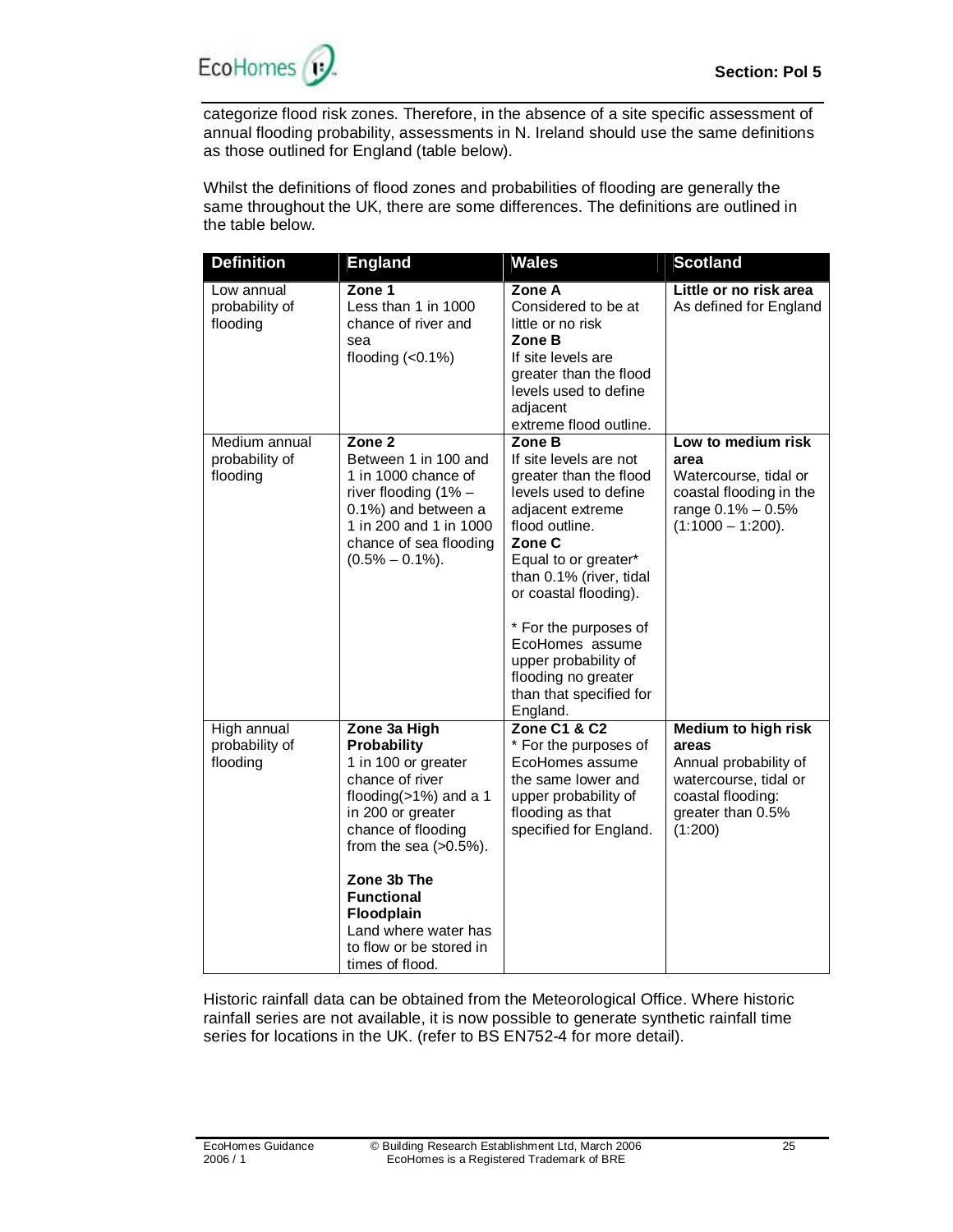categorize flood risk zones. Therefore, in the absence of a site specific assessment of annual flooding probability, assessments in N. Ireland should use the same definitions as those outlined for England (table below).

Whilst the definitions of flood zones and probabilities of flooding are generally the same throughout the UK, there are some differences. The definitions are outlined in the table below.

| Definition | England | Wales | Scotland |
|---|---|---|---|
| Low annual probability of flooding | **Zone 1**<br>Less than 1 in 1000 chance of river and sea flooding (<0.1%) | **Zone A**<br>Considered to be at little or no risk<br>**Zone B**<br>If site levels are greater than the flood levels used to define adjacent extreme flood outline. | **Little or no risk area**<br>As defined for England |
| Medium annual probability of flooding | **Zone 2**<br>Between 1 in 100 and 1 in 1000 chance of river flooding (1% – 0.1%) and between a 1 in 200 and 1 in 1000 chance of sea flooding (0.5% – 0.1%). | **Zone B**<br>If site levels are not greater than the flood levels used to define adjacent extreme flood outline.<br>**Zone C**<br>Equal to or greater* than 0.1% (river, tidal or coastal flooding).<br><br>* For the purposes of EcoHomes assume upper probability of flooding no greater than that specified for England. | **Low to medium risk area**<br>Watercourse, tidal or coastal flooding in the range 0.1% – 0.5% (1:1000 – 1:200). |
| High annual probability of flooding | **Zone 3a High Probability**<br>1 in 100 or greater chance of river flooding(>1%) and a 1 in 200 or greater chance of flooding from the sea (>0.5%).<br><br>**Zone 3b The Functional Floodplain**<br>Land where water has to flow or be stored in times of flood. | **Zone C1 & C2**<br>* For the purposes of EcoHomes assume the same lower and upper probability of flooding as that specified for England. | **Medium to high risk areas**<br>Annual probability of watercourse, tidal or coastal flooding: greater than 0.5% (1:200) |

Historic rainfall data can be obtained from the Meteorological Office. Where historic rainfall series are not available, it is now possible to generate synthetic rainfall time series for locations in the UK. (refer to BS EN752-4 for more detail).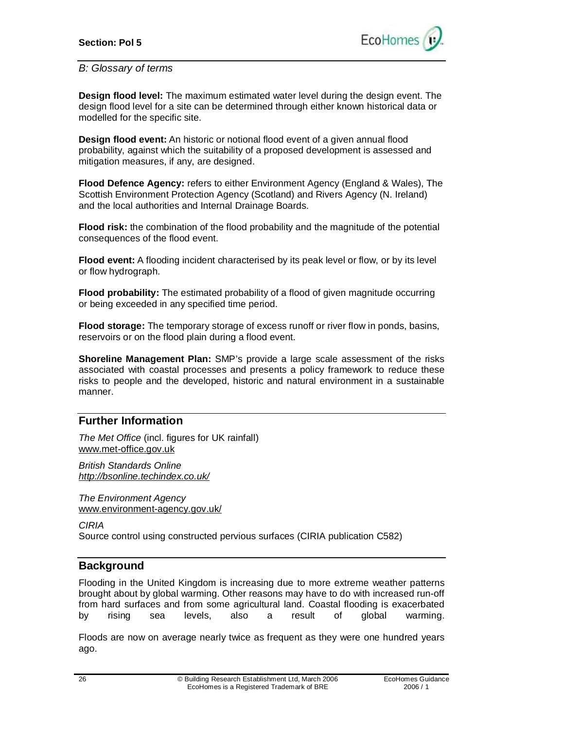*B: Glossary of terms*

**Design flood level:** The maximum estimated water level during the design event. The design flood level for a site can be determined through either known historical data or modelled for the specific site.

**Design flood event:** An historic or notional flood event of a given annual flood probability, against which the suitability of a proposed development is assessed and mitigation measures, if any, are designed.

**Flood Defence Agency:** refers to either Environment Agency (England & Wales), The Scottish Environment Protection Agency (Scotland) and Rivers Agency (N. Ireland) and the local authorities and Internal Drainage Boards.

**Flood risk:** the combination of the flood probability and the magnitude of the potential consequences of the flood event.

**Flood event:** A flooding incident characterised by its peak level or flow, or by its level or flow hydrograph.

**Flood probability:** The estimated probability of a flood of given magnitude occurring or being exceeded in any specified time period.

**Flood storage:** The temporary storage of excess runoff or river flow in ponds, basins, reservoirs or on the flood plain during a flood event.

**Shoreline Management Plan:** SMP's provide a large scale assessment of the risks associated with coastal processes and presents a policy framework to reduce these risks to people and the developed, historic and natural environment in a sustainable manner.

## Further Information

*The Met Office* (incl. figures for UK rainfall)
www.met-office.gov.uk

*British Standards Online*
*http://bsonline.techindex.co.uk/*

*The Environment Agency*
www.environment-agency.gov.uk/

*CIRIA*
Source control using constructed pervious surfaces (CIRIA publication C582)

## Background

Flooding in the United Kingdom is increasing due to more extreme weather patterns brought about by global warming. Other reasons may have to do with increased run-off from hard surfaces and from some agricultural land. Coastal flooding is exacerbated by rising sea levels, also a result of global warming.

Floods are now on average nearly twice as frequent as they were one hundred years ago.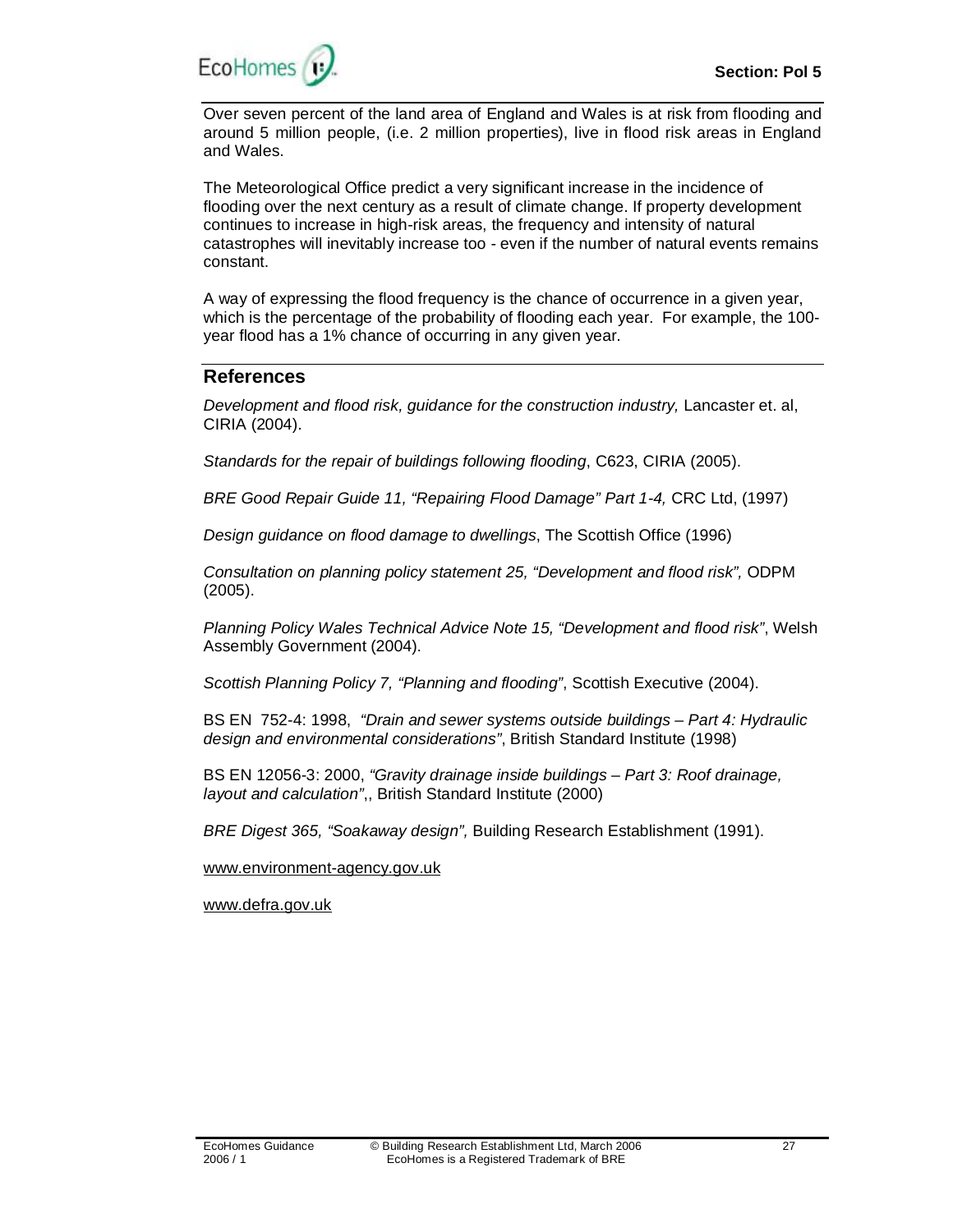Over seven percent of the land area of England and Wales is at risk from flooding and around 5 million people, (i.e. 2 million properties), live in flood risk areas in England and Wales.

The Meteorological Office predict a very significant increase in the incidence of flooding over the next century as a result of climate change. If property development continues to increase in high-risk areas, the frequency and intensity of natural catastrophes will inevitably increase too - even if the number of natural events remains constant.

A way of expressing the flood frequency is the chance of occurrence in a given year, which is the percentage of the probability of flooding each year. For example, the 100-year flood has a 1% chance of occurring in any given year.

## References

*Development and flood risk, guidance for the construction industry,* Lancaster et. al, CIRIA (2004).

*Standards for the repair of buildings following flooding*, C623, CIRIA (2005).

*BRE Good Repair Guide 11, "Repairing Flood Damage" Part 1-4,* CRC Ltd, (1997)

*Design guidance on flood damage to dwellings*, The Scottish Office (1996)

*Consultation on planning policy statement 25, "Development and flood risk",* ODPM (2005).

*Planning Policy Wales Technical Advice Note 15, "Development and flood risk"*, Welsh Assembly Government (2004).

*Scottish Planning Policy 7, "Planning and flooding"*, Scottish Executive (2004).

BS EN 752-4: 1998, *"Drain and sewer systems outside buildings – Part 4: Hydraulic design and environmental considerations"*, British Standard Institute (1998)

BS EN 12056-3: 2000, *"Gravity drainage inside buildings – Part 3: Roof drainage, layout and calculation"*,, British Standard Institute (2000)

*BRE Digest 365, "Soakaway design",* Building Research Establishment (1991).

www.environment-agency.gov.uk

www.defra.gov.uk